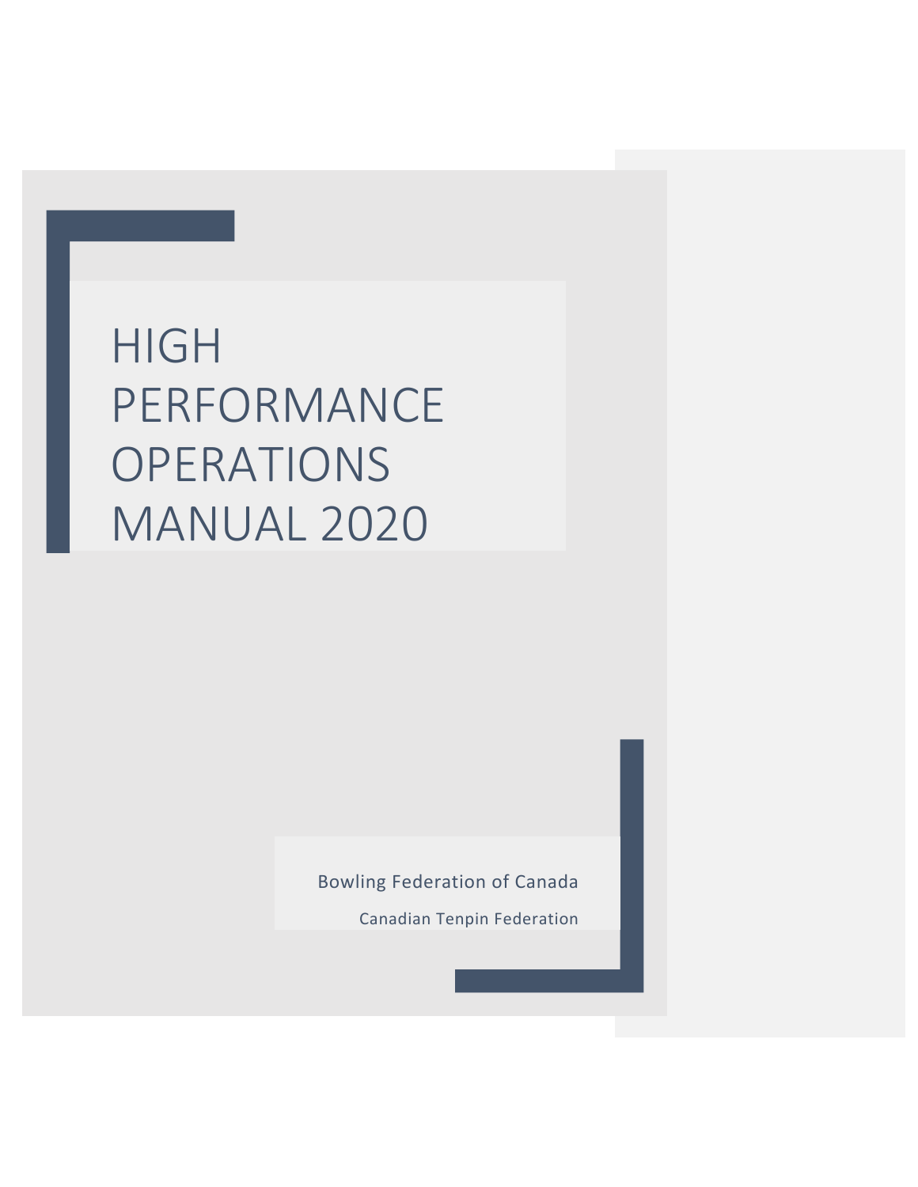# HIGH PERFORMANCE OPERATIONS MANUAL 2020

Bowling Federation of Canada

Canadian Tenpin Federation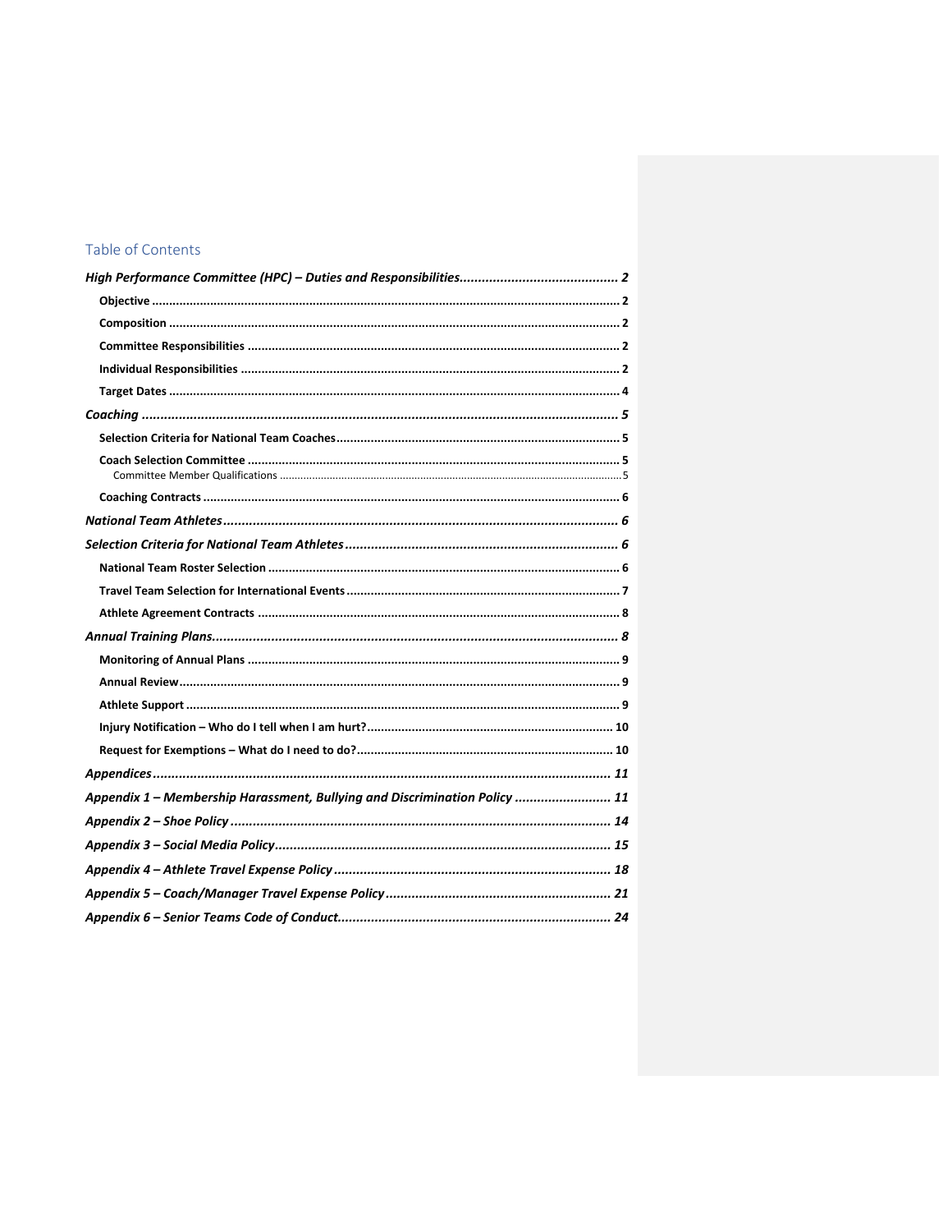## Table of Contents

*High Performance Committee (HPC) – Duties and Responsibilities* ........ *2*

- **Objective** ........ 2
- **Composition** ........ 2
- **Committee Responsibilities** ........ 2
- **Individual Responsibilities** ........ 2
- **Target Dates** ........ 4

*Coaching* ........ *5*

- **Selection Criteria for National Team Coaches** ........ 5
- **Coach Selection Committee** ........ 5
  - Committee Member Qualifications ........ 5
- **Coaching Contracts** ........ 6

*National Team Athletes* ........ *6*

*Selection Criteria for National Team Athletes* ........ *6*

- **National Team Roster Selection** ........ 6
- **Travel Team Selection for International Events** ........ 7
- **Athlete Agreement Contracts** ........ 8

*Annual Training Plans* ........ *8*

- **Monitoring of Annual Plans** ........ 9
- **Annual Review** ........ 9
- **Athlete Support** ........ 9
- **Injury Notification – Who do I tell when I am hurt?** ........ 10
- **Request for Exemptions – What do I need to do?** ........ 10

*Appendices* ........ *11*

*Appendix 1 – Membership Harassment, Bullying and Discrimination Policy* ........ *11*

*Appendix 2 – Shoe Policy* ........ *14*

*Appendix 3 – Social Media Policy* ........ *15*

*Appendix 4 – Athlete Travel Expense Policy* ........ *18*

*Appendix 5 – Coach/Manager Travel Expense Policy* ........ *21*

*Appendix 6 – Senior Teams Code of Conduct* ........ *24*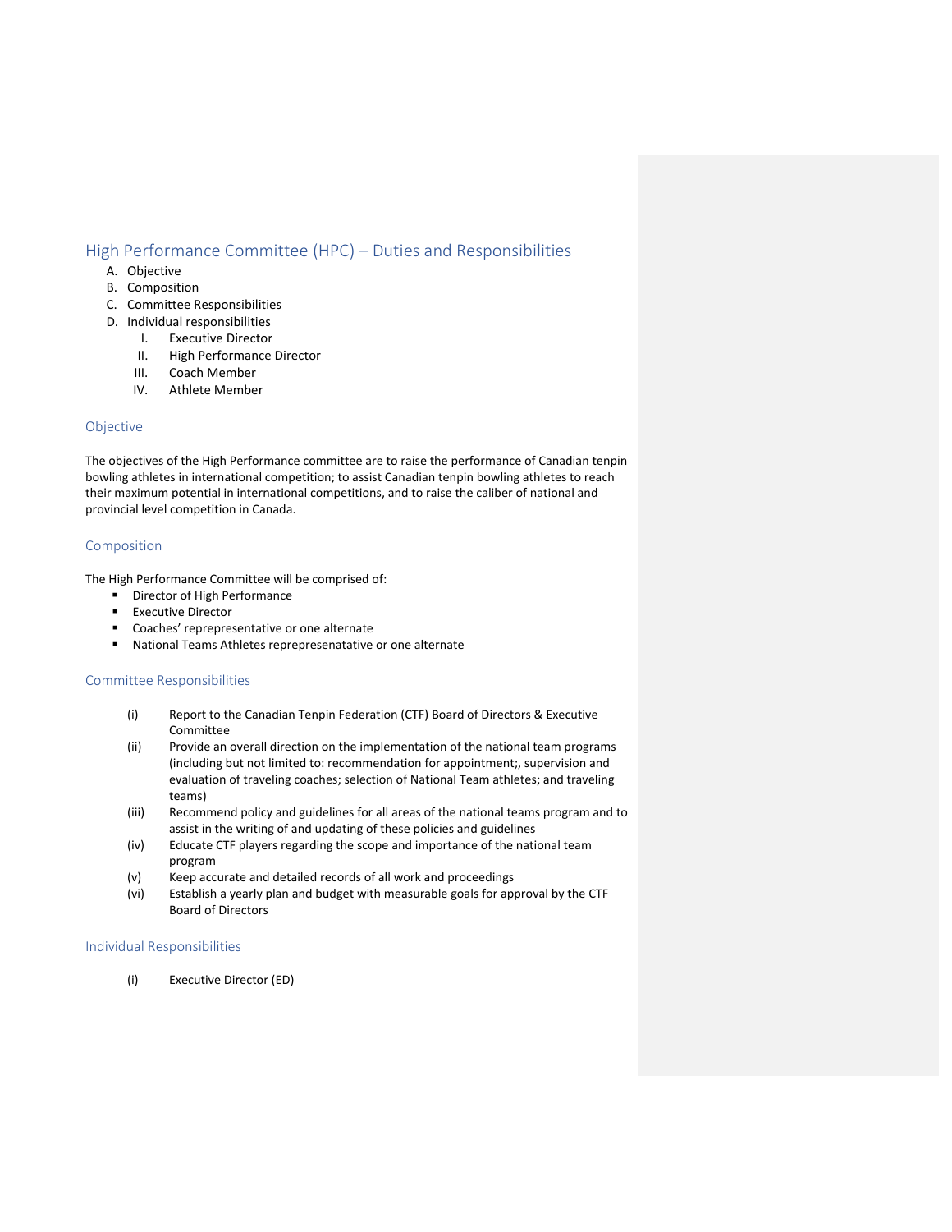## High Performance Committee (HPC) – Duties and Responsibilities

A. Objective
B. Composition
C. Committee Responsibilities
D. Individual responsibilities
   I. Executive Director
   II. High Performance Director
   III. Coach Member
   IV. Athlete Member

### Objective

The objectives of the High Performance committee are to raise the performance of Canadian tenpin bowling athletes in international competition; to assist Canadian tenpin bowling athletes to reach their maximum potential in international competitions, and to raise the caliber of national and provincial level competition in Canada.

### Composition

The High Performance Committee will be comprised of:

- Director of High Performance
- Executive Director
- Coaches' reprepresentative or one alternate
- National Teams Athletes reprepresenatative or one alternate

### Committee Responsibilities

(i) Report to the Canadian Tenpin Federation (CTF) Board of Directors & Executive Committee
(ii) Provide an overall direction on the implementation of the national team programs (including but not limited to: recommendation for appointment;, supervision and evaluation of traveling coaches; selection of National Team athletes; and traveling teams)
(iii) Recommend policy and guidelines for all areas of the national teams program and to assist in the writing of and updating of these policies and guidelines
(iv) Educate CTF players regarding the scope and importance of the national team program
(v) Keep accurate and detailed records of all work and proceedings
(vi) Establish a yearly plan and budget with measurable goals for approval by the CTF Board of Directors

### Individual Responsibilities

(i) Executive Director (ED)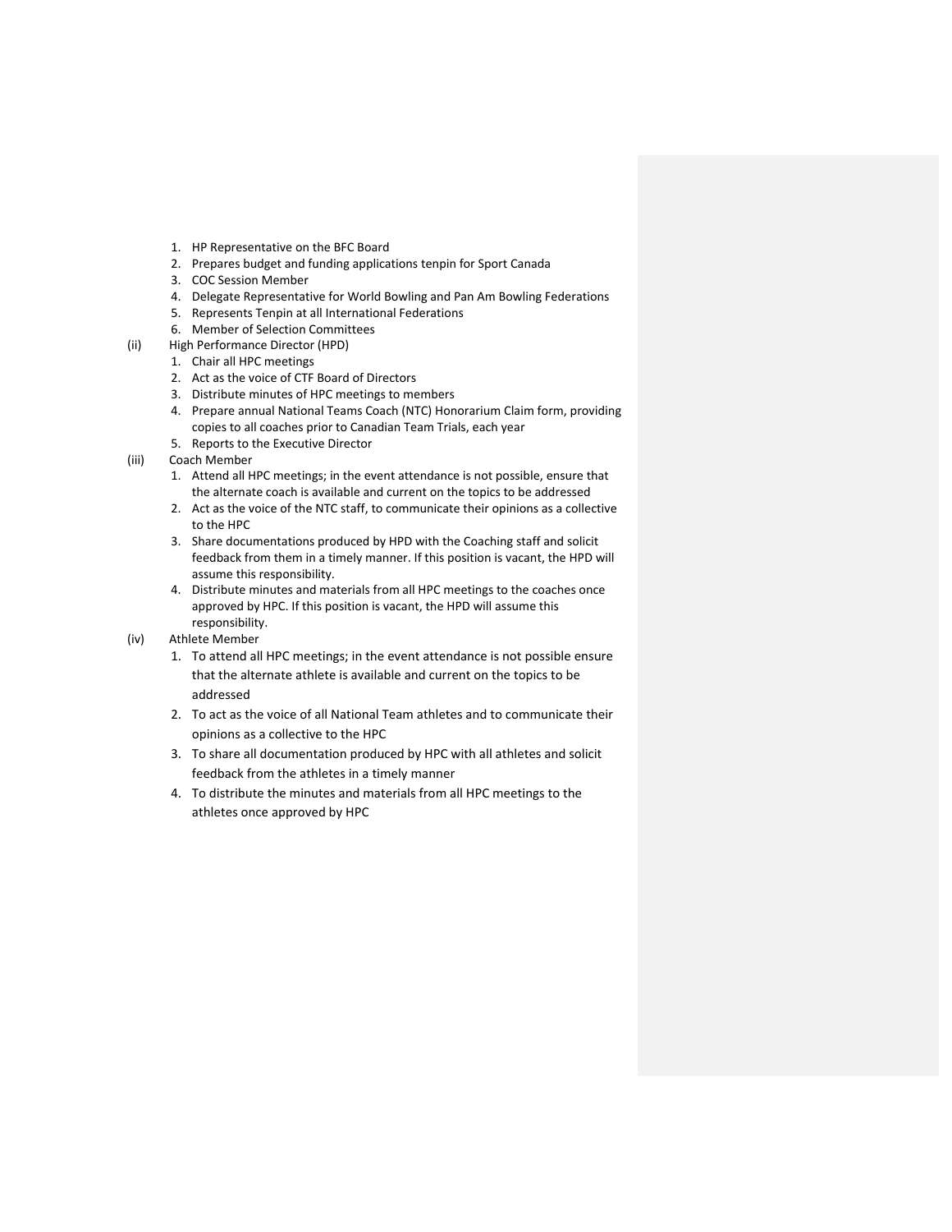1. HP Representative on the BFC Board
2. Prepares budget and funding applications tenpin for Sport Canada
3. COC Session Member
4. Delegate Representative for World Bowling and Pan Am Bowling Federations
5. Represents Tenpin at all International Federations
6. Member of Selection Committees

(ii) High Performance Director (HPD)

1. Chair all HPC meetings
2. Act as the voice of CTF Board of Directors
3. Distribute minutes of HPC meetings to members
4. Prepare annual National Teams Coach (NTC) Honorarium Claim form, providing copies to all coaches prior to Canadian Team Trials, each year
5. Reports to the Executive Director

(iii) Coach Member

1. Attend all HPC meetings; in the event attendance is not possible, ensure that the alternate coach is available and current on the topics to be addressed
2. Act as the voice of the NTC staff, to communicate their opinions as a collective to the HPC
3. Share documentations produced by HPD with the Coaching staff and solicit feedback from them in a timely manner. If this position is vacant, the HPD will assume this responsibility.
4. Distribute minutes and materials from all HPC meetings to the coaches once approved by HPC. If this position is vacant, the HPD will assume this responsibility.

(iv) Athlete Member

1. To attend all HPC meetings; in the event attendance is not possible ensure that the alternate athlete is available and current on the topics to be addressed
2. To act as the voice of all National Team athletes and to communicate their opinions as a collective to the HPC
3. To share all documentation produced by HPC with all athletes and solicit feedback from the athletes in a timely manner
4. To distribute the minutes and materials from all HPC meetings to the athletes once approved by HPC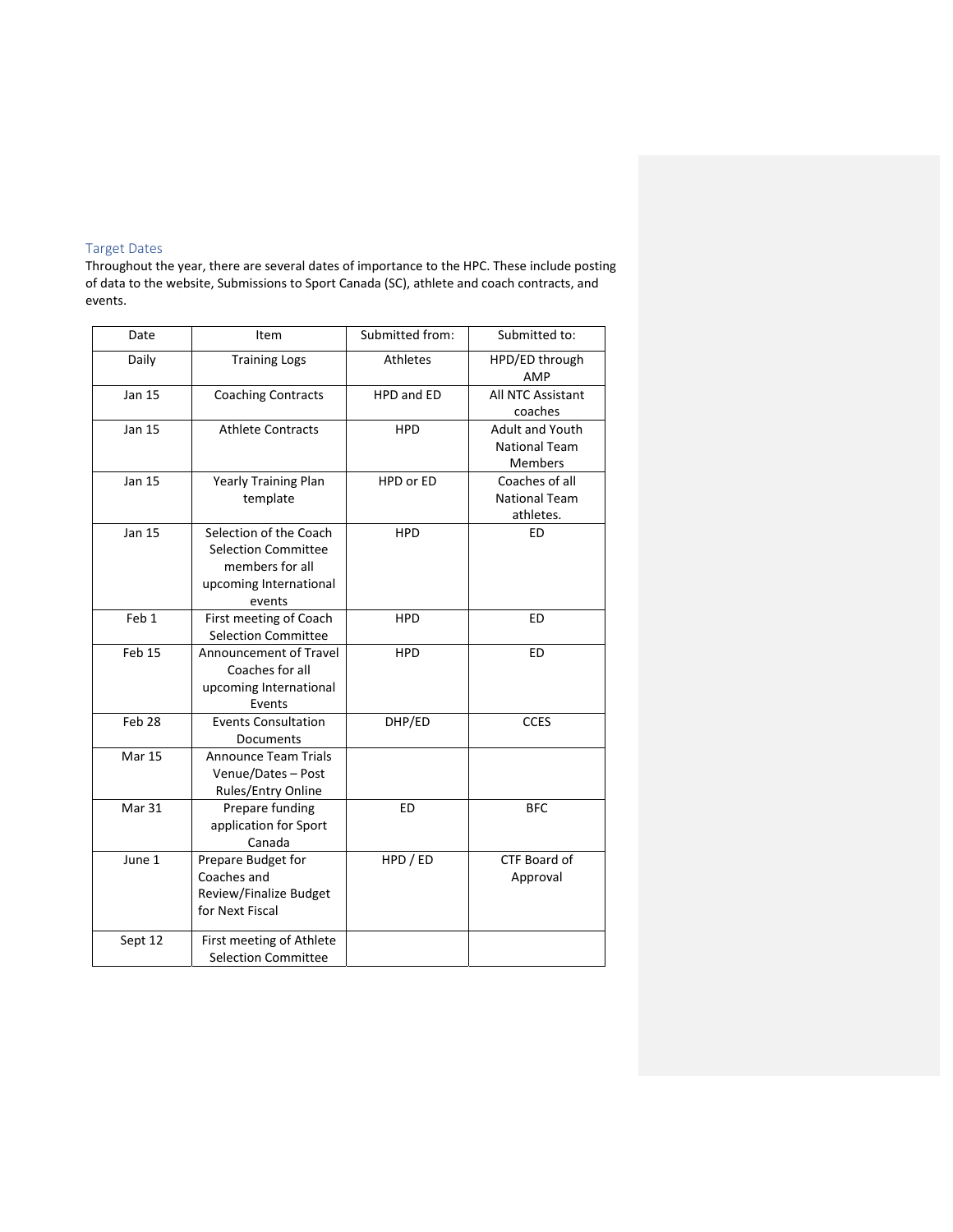## Target Dates

Throughout the year, there are several dates of importance to the HPC. These include posting of data to the website, Submissions to Sport Canada (SC), athlete and coach contracts, and events.

| Date | Item | Submitted from: | Submitted to: |
|---|---|---|---|
| Daily | Training Logs | Athletes | HPD/ED through AMP |
| Jan 15 | Coaching Contracts | HPD and ED | All NTC Assistant coaches |
| Jan 15 | Athlete Contracts | HPD | Adult and Youth National Team Members |
| Jan 15 | Yearly Training Plan template | HPD or ED | Coaches of all National Team athletes. |
| Jan 15 | Selection of the Coach Selection Committee members for all upcoming International events | HPD | ED |
| Feb 1 | First meeting of Coach Selection Committee | HPD | ED |
| Feb 15 | Announcement of Travel Coaches for all upcoming International Events | HPD | ED |
| Feb 28 | Events Consultation Documents | DHP/ED | CCES |
| Mar 15 | Announce Team Trials Venue/Dates – Post Rules/Entry Online | | |
| Mar 31 | Prepare funding application for Sport Canada | ED | BFC |
| June 1 | Prepare Budget for Coaches and Review/Finalize Budget for Next Fiscal | HPD / ED | CTF Board of Approval |
| Sept 12 | First meeting of Athlete Selection Committee | | |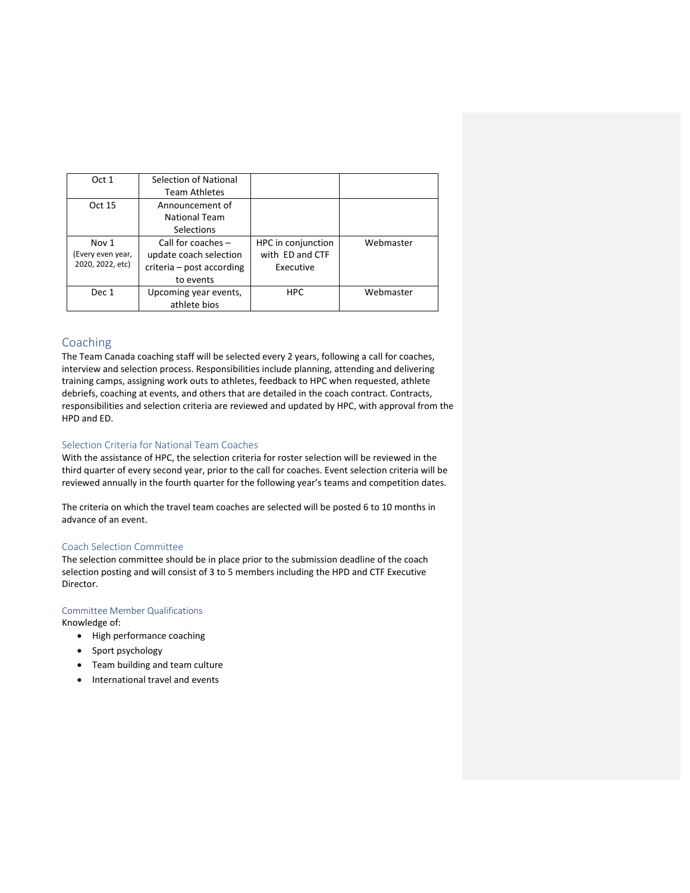| | | | |
|---|---|---|---|
| Oct 1 | Selection of National Team Athletes | | |
| Oct 15 | Announcement of National Team Selections | | |
| Nov 1 (Every even year, 2020, 2022, etc) | Call for coaches – update coach selection criteria – post according to events | HPC in conjunction with ED and CTF Executive | Webmaster |
| Dec 1 | Upcoming year events, athlete bios | HPC | Webmaster |

## Coaching

The Team Canada coaching staff will be selected every 2 years, following a call for coaches, interview and selection process. Responsibilities include planning, attending and delivering training camps, assigning work outs to athletes, feedback to HPC when requested, athlete debriefs, coaching at events, and others that are detailed in the coach contract. Contracts, responsibilities and selection criteria are reviewed and updated by HPC, with approval from the HPD and ED.

### Selection Criteria for National Team Coaches

With the assistance of HPC, the selection criteria for roster selection will be reviewed in the third quarter of every second year, prior to the call for coaches. Event selection criteria will be reviewed annually in the fourth quarter for the following year's teams and competition dates.

The criteria on which the travel team coaches are selected will be posted 6 to 10 months in advance of an event.

### Coach Selection Committee

The selection committee should be in place prior to the submission deadline of the coach selection posting and will consist of 3 to 5 members including the HPD and CTF Executive Director.

#### Committee Member Qualifications

Knowledge of:

- High performance coaching
- Sport psychology
- Team building and team culture
- International travel and events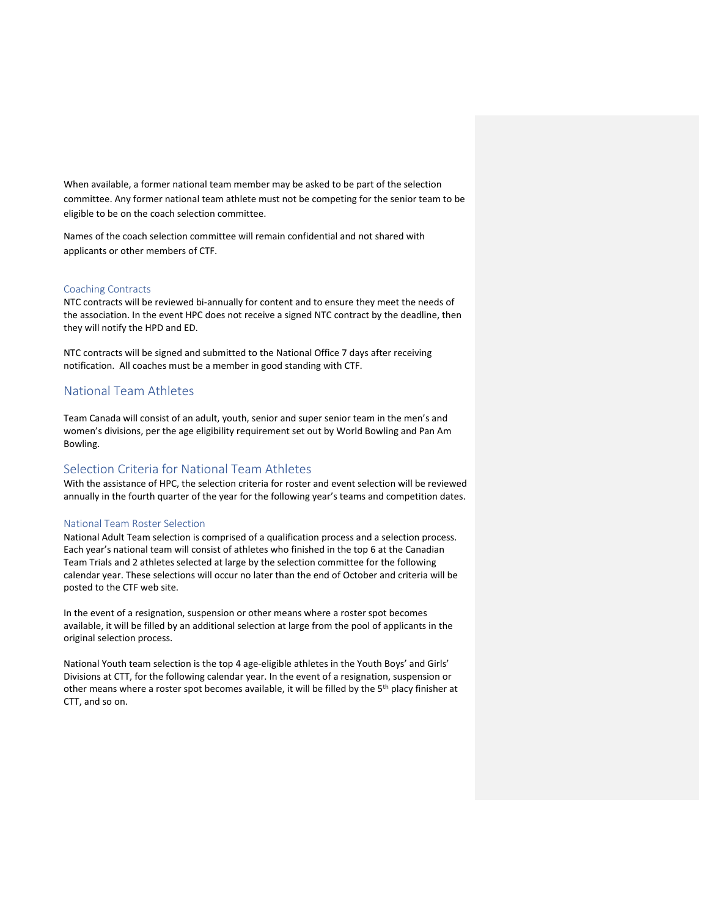When available, a former national team member may be asked to be part of the selection committee. Any former national team athlete must not be competing for the senior team to be eligible to be on the coach selection committee.

Names of the coach selection committee will remain confidential and not shared with applicants or other members of CTF.

### Coaching Contracts

NTC contracts will be reviewed bi-annually for content and to ensure they meet the needs of the association. In the event HPC does not receive a signed NTC contract by the deadline, then they will notify the HPD and ED.

NTC contracts will be signed and submitted to the National Office 7 days after receiving notification. All coaches must be a member in good standing with CTF.

## National Team Athletes

Team Canada will consist of an adult, youth, senior and super senior team in the men's and women's divisions, per the age eligibility requirement set out by World Bowling and Pan Am Bowling.

## Selection Criteria for National Team Athletes

With the assistance of HPC, the selection criteria for roster and event selection will be reviewed annually in the fourth quarter of the year for the following year's teams and competition dates.

### National Team Roster Selection

National Adult Team selection is comprised of a qualification process and a selection process. Each year's national team will consist of athletes who finished in the top 6 at the Canadian Team Trials and 2 athletes selected at large by the selection committee for the following calendar year. These selections will occur no later than the end of October and criteria will be posted to the CTF web site.

In the event of a resignation, suspension or other means where a roster spot becomes available, it will be filled by an additional selection at large from the pool of applicants in the original selection process.

National Youth team selection is the top 4 age-eligible athletes in the Youth Boys' and Girls' Divisions at CTT, for the following calendar year. In the event of a resignation, suspension or other means where a roster spot becomes available, it will be filled by the 5th placy finisher at CTT, and so on.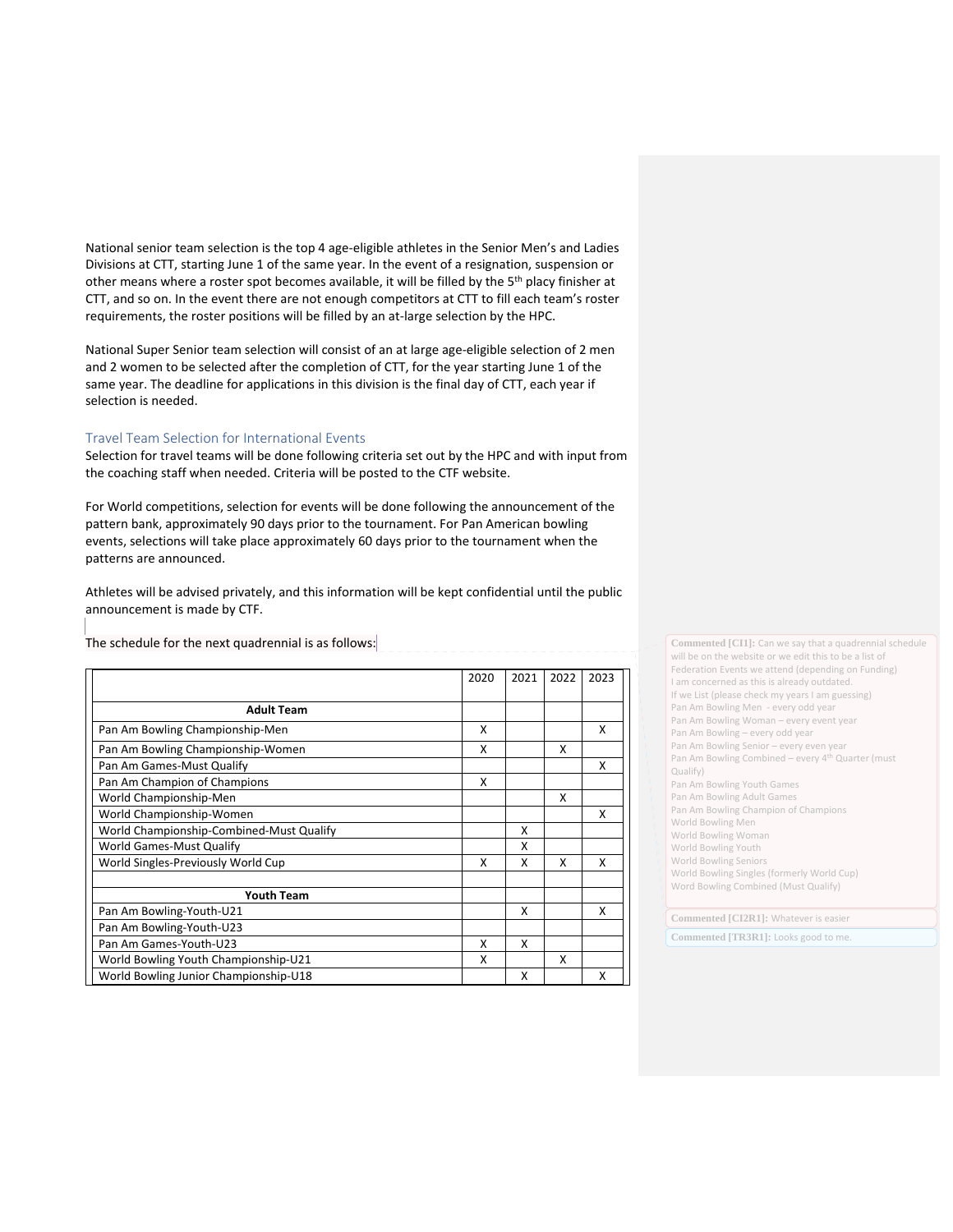National senior team selection is the top 4 age-eligible athletes in the Senior Men's and Ladies Divisions at CTT, starting June 1 of the same year. In the event of a resignation, suspension or other means where a roster spot becomes available, it will be filled by the 5th placy finisher at CTT, and so on. In the event there are not enough competitors at CTT to fill each team's roster requirements, the roster positions will be filled by an at-large selection by the HPC.

National Super Senior team selection will consist of an at large age-eligible selection of 2 men and 2 women to be selected after the completion of CTT, for the year starting June 1 of the same year. The deadline for applications in this division is the final day of CTT, each year if selection is needed.

## Travel Team Selection for International Events

Selection for travel teams will be done following criteria set out by the HPC and with input from the coaching staff when needed. Criteria will be posted to the CTF website.

For World competitions, selection for events will be done following the announcement of the pattern bank, approximately 90 days prior to the tournament. For Pan American bowling events, selections will take place approximately 60 days prior to the tournament when the patterns are announced.

Athletes will be advised privately, and this information will be kept confidential until the public announcement is made by CTF.

The schedule for the next quadrennial is as follows:

| | 2020 | 2021 | 2022 | 2023 |
|---|---|---|---|---|
| **Adult Team** | | | | |
| Pan Am Bowling Championship-Men | X | | | X |
| Pan Am Bowling Championship-Women | X | | X | |
| Pan Am Games-Must Qualify | | | | X |
| Pan Am Champion of Champions | X | | | |
| World Championship-Men | | | X | |
| World Championship-Women | | | | X |
| World Championship-Combined-Must Qualify | | X | | |
| World Games-Must Qualify | | X | | |
| World Singles-Previously World Cup | X | X | X | X |
| | | | | |
| **Youth Team** | | | | |
| Pan Am Bowling-Youth-U21 | | X | | X |
| Pan Am Bowling-Youth-U23 | | | | |
| Pan Am Games-Youth-U23 | X | X | | |
| World Bowling Youth Championship-U21 | X | | X | |
| World Bowling Junior Championship-U18 | | X | | X |

**Commented [CI1]:** Can we say that a quadrennial schedule will be on the website or we edit this to be a list of Federation Events we attend (depending on Funding) I am concerned as this is already outdated.
If we List (please check my years I am guessing)
Pan Am Bowling Men - every odd year
Pan Am Bowling Woman – every event year
Pan Am Bowling – every odd year
Pan Am Bowling Senior – every even year
Pan Am Bowling Combined – every 4th Quarter (must Qualify)
Pan Am Bowling Youth Games
Pan Am Bowling Adult Games
Pan Am Bowling Champion of Champions
World Bowling Men
World Bowling Woman
World Bowling Youth
World Bowling Seniors
World Bowling Singles (formerly World Cup)
Word Bowling Combined (Must Qualify)

**Commented [CI2R1]:** Whatever is easier

**Commented [TR3R1]:** Looks good to me.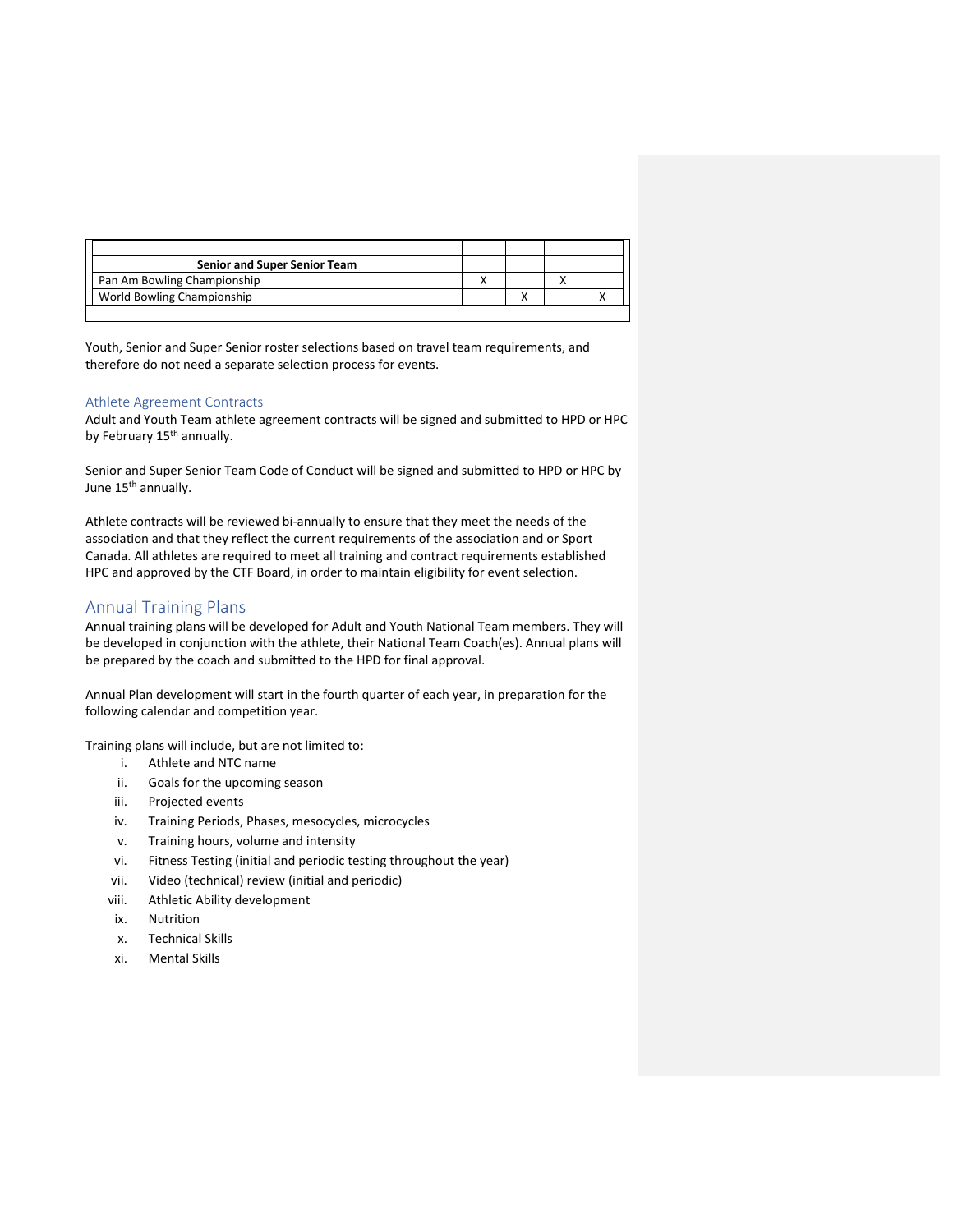| Senior and Super Senior Team | | | | |
|---|---|---|---|---|
| Pan Am Bowling Championship | X | | X | |
| World Bowling Championship | | X | | X |

Youth, Senior and Super Senior roster selections based on travel team requirements, and therefore do not need a separate selection process for events.

### Athlete Agreement Contracts

Adult and Youth Team athlete agreement contracts will be signed and submitted to HPD or HPC by February 15th annually.

Senior and Super Senior Team Code of Conduct will be signed and submitted to HPD or HPC by June 15th annually.

Athlete contracts will be reviewed bi-annually to ensure that they meet the needs of the association and that they reflect the current requirements of the association and or Sport Canada. All athletes are required to meet all training and contract requirements established HPC and approved by the CTF Board, in order to maintain eligibility for event selection.

## Annual Training Plans

Annual training plans will be developed for Adult and Youth National Team members. They will be developed in conjunction with the athlete, their National Team Coach(es). Annual plans will be prepared by the coach and submitted to the HPD for final approval.

Annual Plan development will start in the fourth quarter of each year, in preparation for the following calendar and competition year.

Training plans will include, but are not limited to:

i. Athlete and NTC name
ii. Goals for the upcoming season
iii. Projected events
iv. Training Periods, Phases, mesocycles, microcycles
v. Training hours, volume and intensity
vi. Fitness Testing (initial and periodic testing throughout the year)
vii. Video (technical) review (initial and periodic)
viii. Athletic Ability development
ix. Nutrition
x. Technical Skills
xi. Mental Skills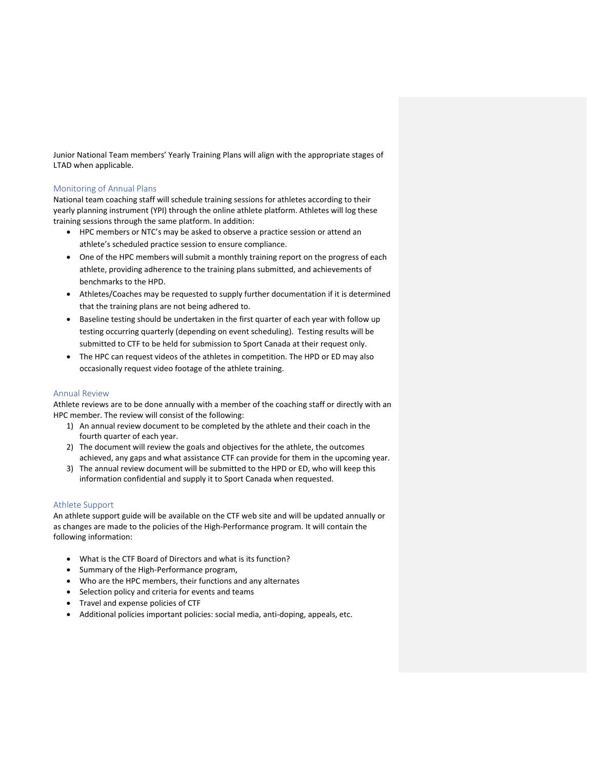Junior National Team members' Yearly Training Plans will align with the appropriate stages of LTAD when applicable.

## Monitoring of Annual Plans

National team coaching staff will schedule training sessions for athletes according to their yearly planning instrument (YPI) through the online athlete platform. Athletes will log these training sessions through the same platform. In addition:

- HPC members or NTC's may be asked to observe a practice session or attend an athlete's scheduled practice session to ensure compliance.
- One of the HPC members will submit a monthly training report on the progress of each athlete, providing adherence to the training plans submitted, and achievements of benchmarks to the HPD.
- Athletes/Coaches may be requested to supply further documentation if it is determined that the training plans are not being adhered to.
- Baseline testing should be undertaken in the first quarter of each year with follow up testing occurring quarterly (depending on event scheduling). Testing results will be submitted to CTF to be held for submission to Sport Canada at their request only.
- The HPC can request videos of the athletes in competition. The HPD or ED may also occasionally request video footage of the athlete training.

## Annual Review

Athlete reviews are to be done annually with a member of the coaching staff or directly with an HPC member. The review will consist of the following:

1) An annual review document to be completed by the athlete and their coach in the fourth quarter of each year.
2) The document will review the goals and objectives for the athlete, the outcomes achieved, any gaps and what assistance CTF can provide for them in the upcoming year.
3) The annual review document will be submitted to the HPD or ED, who will keep this information confidential and supply it to Sport Canada when requested.

## Athlete Support

An athlete support guide will be available on the CTF web site and will be updated annually or as changes are made to the policies of the High-Performance program. It will contain the following information:

- What is the CTF Board of Directors and what is its function?
- Summary of the High-Performance program,
- Who are the HPC members, their functions and any alternates
- Selection policy and criteria for events and teams
- Travel and expense policies of CTF
- Additional policies important policies: social media, anti-doping, appeals, etc.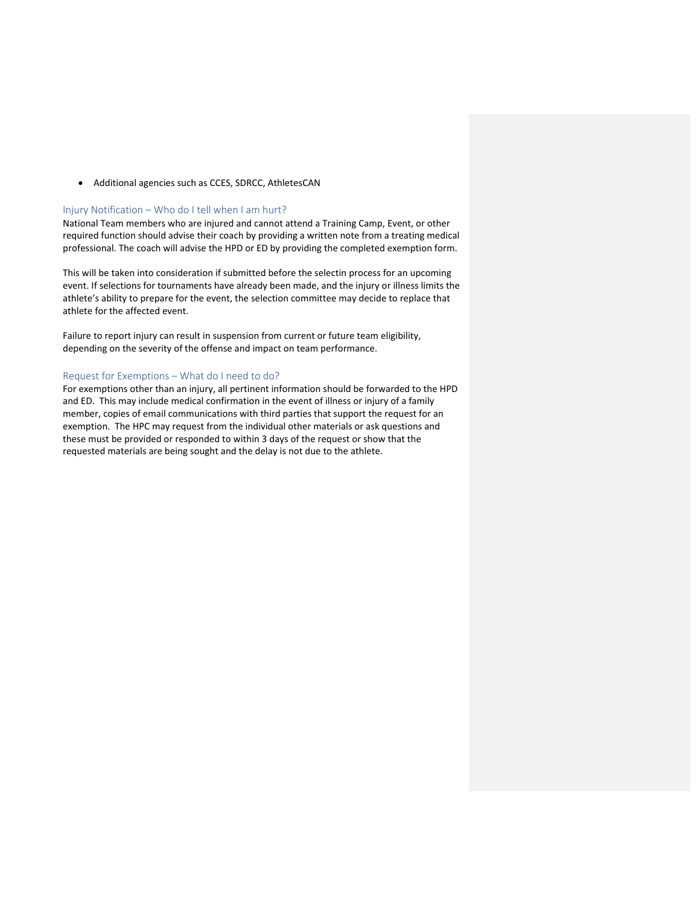- Additional agencies such as CCES, SDRCC, AthletesCAN

## Injury Notification – Who do I tell when I am hurt?

National Team members who are injured and cannot attend a Training Camp, Event, or other required function should advise their coach by providing a written note from a treating medical professional. The coach will advise the HPD or ED by providing the completed exemption form.

This will be taken into consideration if submitted before the selectin process for an upcoming event. If selections for tournaments have already been made, and the injury or illness limits the athlete's ability to prepare for the event, the selection committee may decide to replace that athlete for the affected event.

Failure to report injury can result in suspension from current or future team eligibility, depending on the severity of the offense and impact on team performance.

## Request for Exemptions – What do I need to do?

For exemptions other than an injury, all pertinent information should be forwarded to the HPD and ED. This may include medical confirmation in the event of illness or injury of a family member, copies of email communications with third parties that support the request for an exemption. The HPC may request from the individual other materials or ask questions and these must be provided or responded to within 3 days of the request or show that the requested materials are being sought and the delay is not due to the athlete.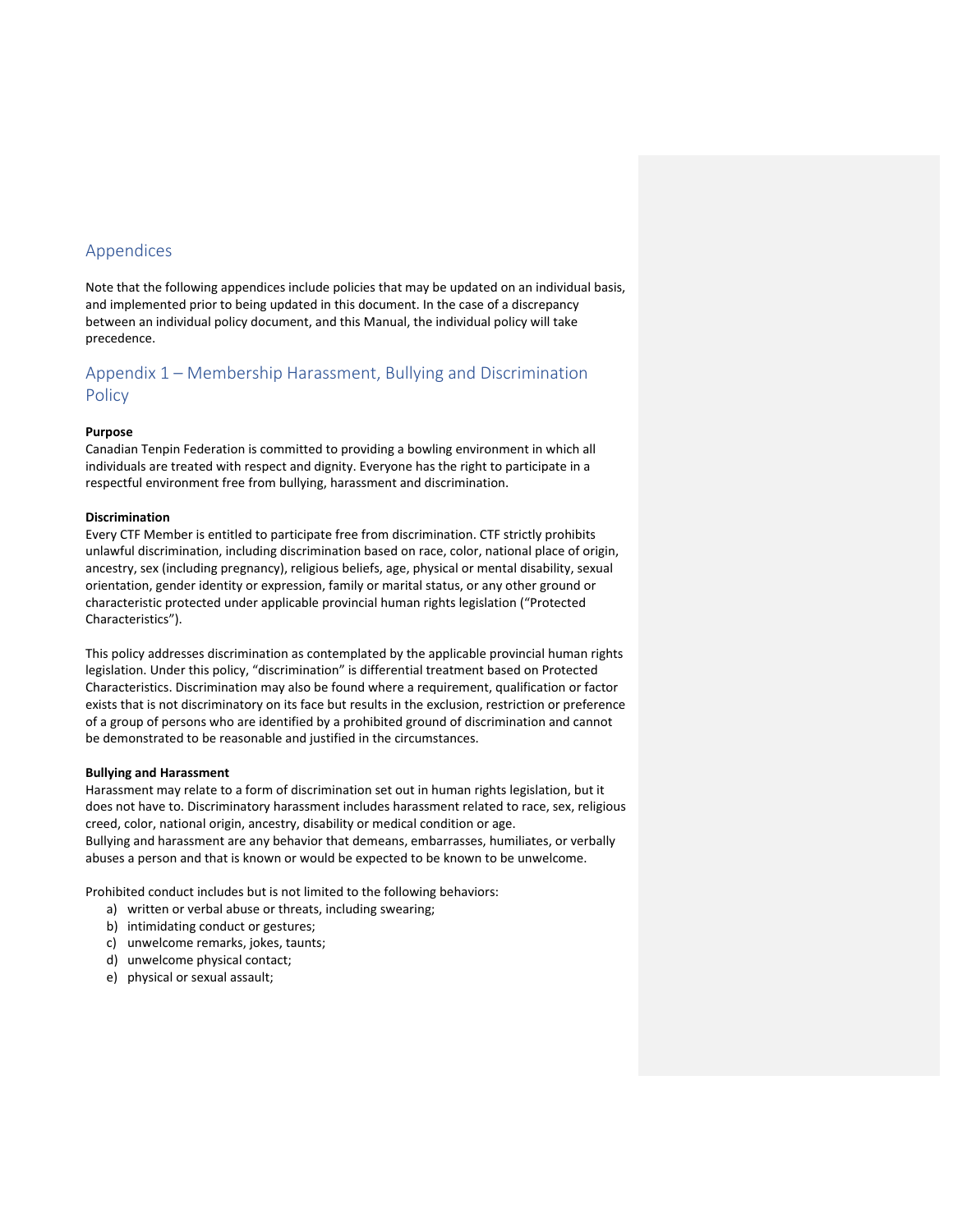## Appendices

Note that the following appendices include policies that may be updated on an individual basis, and implemented prior to being updated in this document. In the case of a discrepancy between an individual policy document, and this Manual, the individual policy will take precedence.

## Appendix 1 – Membership Harassment, Bullying and Discrimination Policy

**Purpose**

Canadian Tenpin Federation is committed to providing a bowling environment in which all individuals are treated with respect and dignity. Everyone has the right to participate in a respectful environment free from bullying, harassment and discrimination.

**Discrimination**

Every CTF Member is entitled to participate free from discrimination. CTF strictly prohibits unlawful discrimination, including discrimination based on race, color, national place of origin, ancestry, sex (including pregnancy), religious beliefs, age, physical or mental disability, sexual orientation, gender identity or expression, family or marital status, or any other ground or characteristic protected under applicable provincial human rights legislation ("Protected Characteristics").

This policy addresses discrimination as contemplated by the applicable provincial human rights legislation. Under this policy, "discrimination" is differential treatment based on Protected Characteristics. Discrimination may also be found where a requirement, qualification or factor exists that is not discriminatory on its face but results in the exclusion, restriction or preference of a group of persons who are identified by a prohibited ground of discrimination and cannot be demonstrated to be reasonable and justified in the circumstances.

**Bullying and Harassment**

Harassment may relate to a form of discrimination set out in human rights legislation, but it does not have to. Discriminatory harassment includes harassment related to race, sex, religious creed, color, national origin, ancestry, disability or medical condition or age.
Bullying and harassment are any behavior that demeans, embarrasses, humiliates, or verbally abuses a person and that is known or would be expected to be known to be unwelcome.

Prohibited conduct includes but is not limited to the following behaviors:

a) written or verbal abuse or threats, including swearing;
b) intimidating conduct or gestures;
c) unwelcome remarks, jokes, taunts;
d) unwelcome physical contact;
e) physical or sexual assault;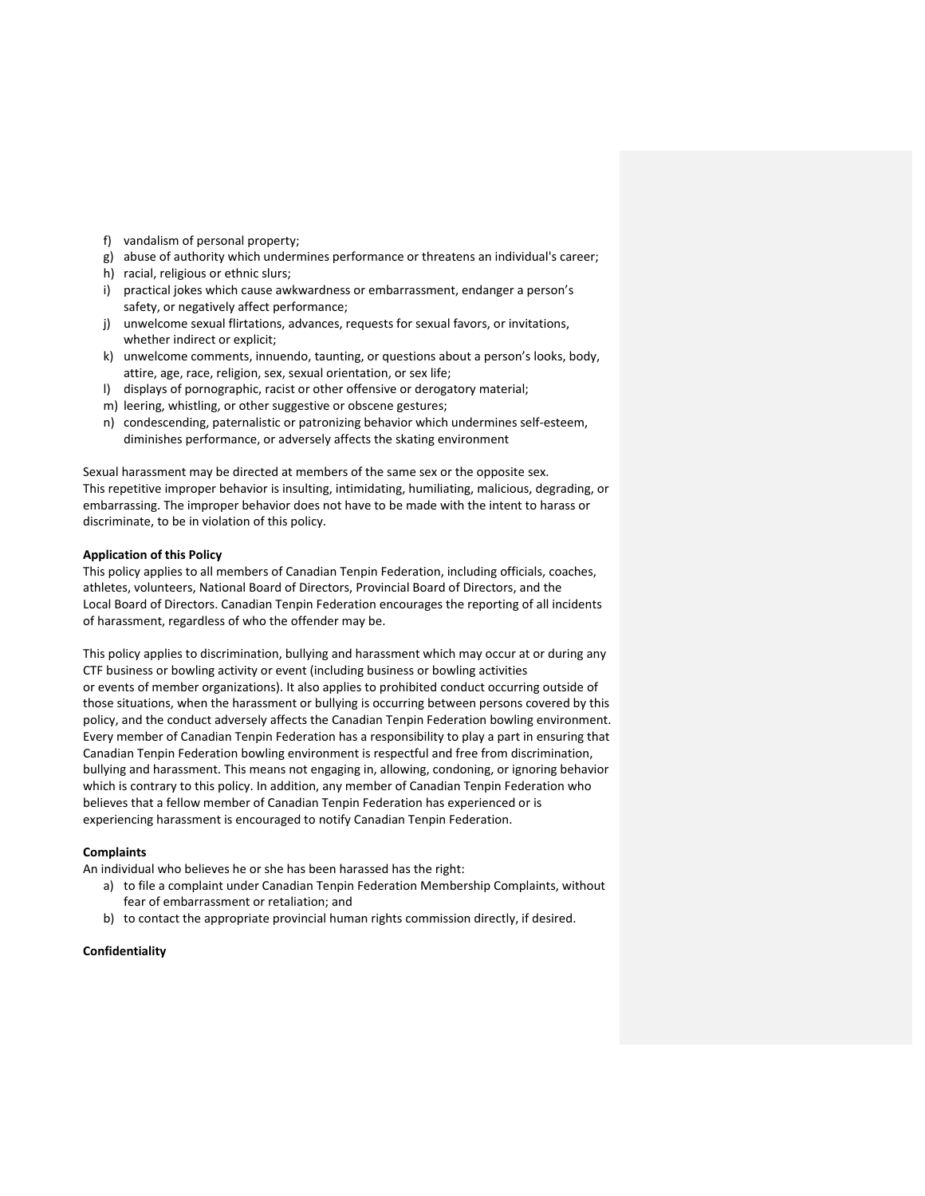f) vandalism of personal property;
g) abuse of authority which undermines performance or threatens an individual's career;
h) racial, religious or ethnic slurs;
i) practical jokes which cause awkwardness or embarrassment, endanger a person's safety, or negatively affect performance;
j) unwelcome sexual flirtations, advances, requests for sexual favors, or invitations, whether indirect or explicit;
k) unwelcome comments, innuendo, taunting, or questions about a person's looks, body, attire, age, race, religion, sex, sexual orientation, or sex life;
l) displays of pornographic, racist or other offensive or derogatory material;
m) leering, whistling, or other suggestive or obscene gestures;
n) condescending, paternalistic or patronizing behavior which undermines self-esteem, diminishes performance, or adversely affects the skating environment

Sexual harassment may be directed at members of the same sex or the opposite sex.
This repetitive improper behavior is insulting, intimidating, humiliating, malicious, degrading, or embarrassing. The improper behavior does not have to be made with the intent to harass or discriminate, to be in violation of this policy.

**Application of this Policy**
This policy applies to all members of Canadian Tenpin Federation, including officials, coaches, athletes, volunteers, National Board of Directors, Provincial Board of Directors, and the Local Board of Directors. Canadian Tenpin Federation encourages the reporting of all incidents of harassment, regardless of who the offender may be.

This policy applies to discrimination, bullying and harassment which may occur at or during any CTF business or bowling activity or event (including business or bowling activities or events of member organizations). It also applies to prohibited conduct occurring outside of those situations, when the harassment or bullying is occurring between persons covered by this policy, and the conduct adversely affects the Canadian Tenpin Federation bowling environment. Every member of Canadian Tenpin Federation has a responsibility to play a part in ensuring that Canadian Tenpin Federation bowling environment is respectful and free from discrimination, bullying and harassment. This means not engaging in, allowing, condoning, or ignoring behavior which is contrary to this policy. In addition, any member of Canadian Tenpin Federation who believes that a fellow member of Canadian Tenpin Federation has experienced or is experiencing harassment is encouraged to notify Canadian Tenpin Federation.

**Complaints**
An individual who believes he or she has been harassed has the right:

a) to file a complaint under Canadian Tenpin Federation Membership Complaints, without fear of embarrassment or retaliation; and
b) to contact the appropriate provincial human rights commission directly, if desired.

**Confidentiality**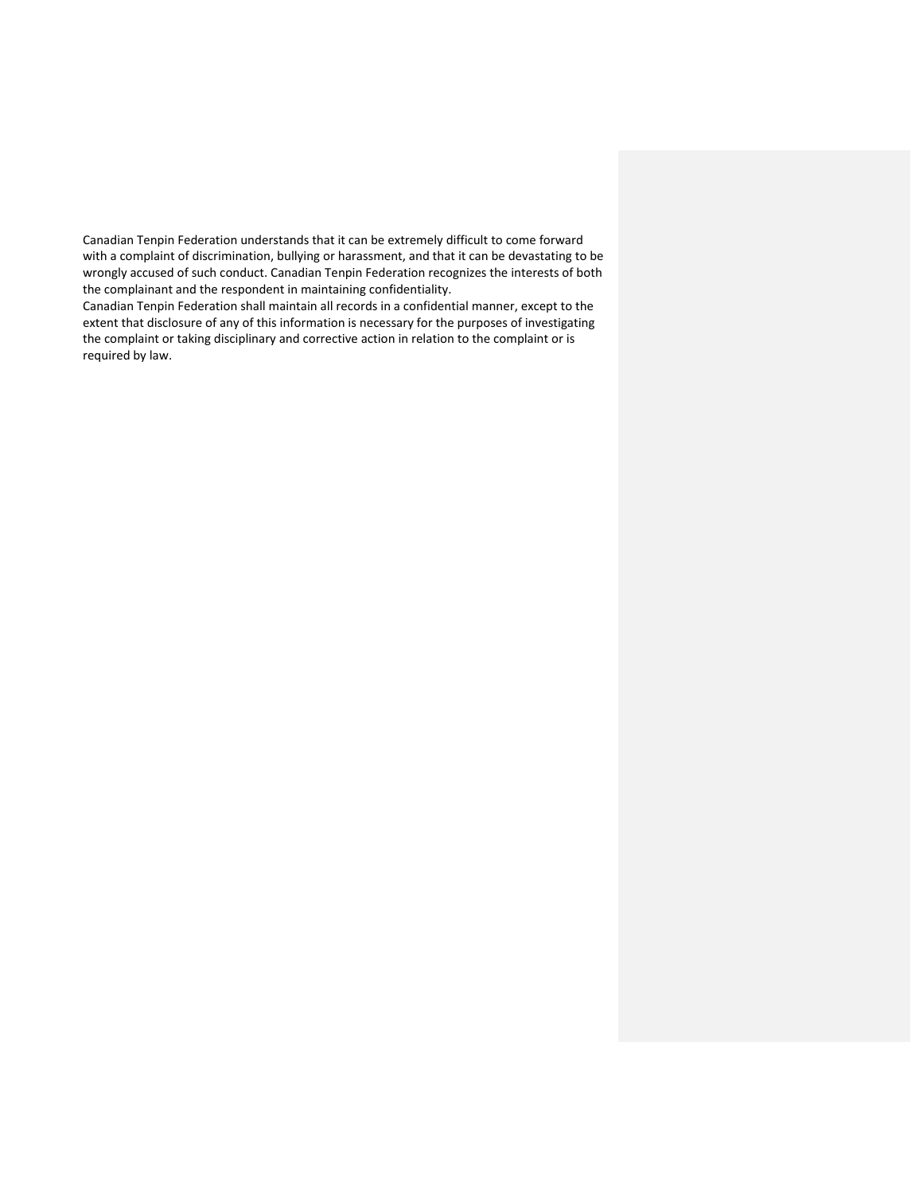Canadian Tenpin Federation understands that it can be extremely difficult to come forward with a complaint of discrimination, bullying or harassment, and that it can be devastating to be wrongly accused of such conduct. Canadian Tenpin Federation recognizes the interests of both the complainant and the respondent in maintaining confidentiality.

Canadian Tenpin Federation shall maintain all records in a confidential manner, except to the extent that disclosure of any of this information is necessary for the purposes of investigating the complaint or taking disciplinary and corrective action in relation to the complaint or is required by law.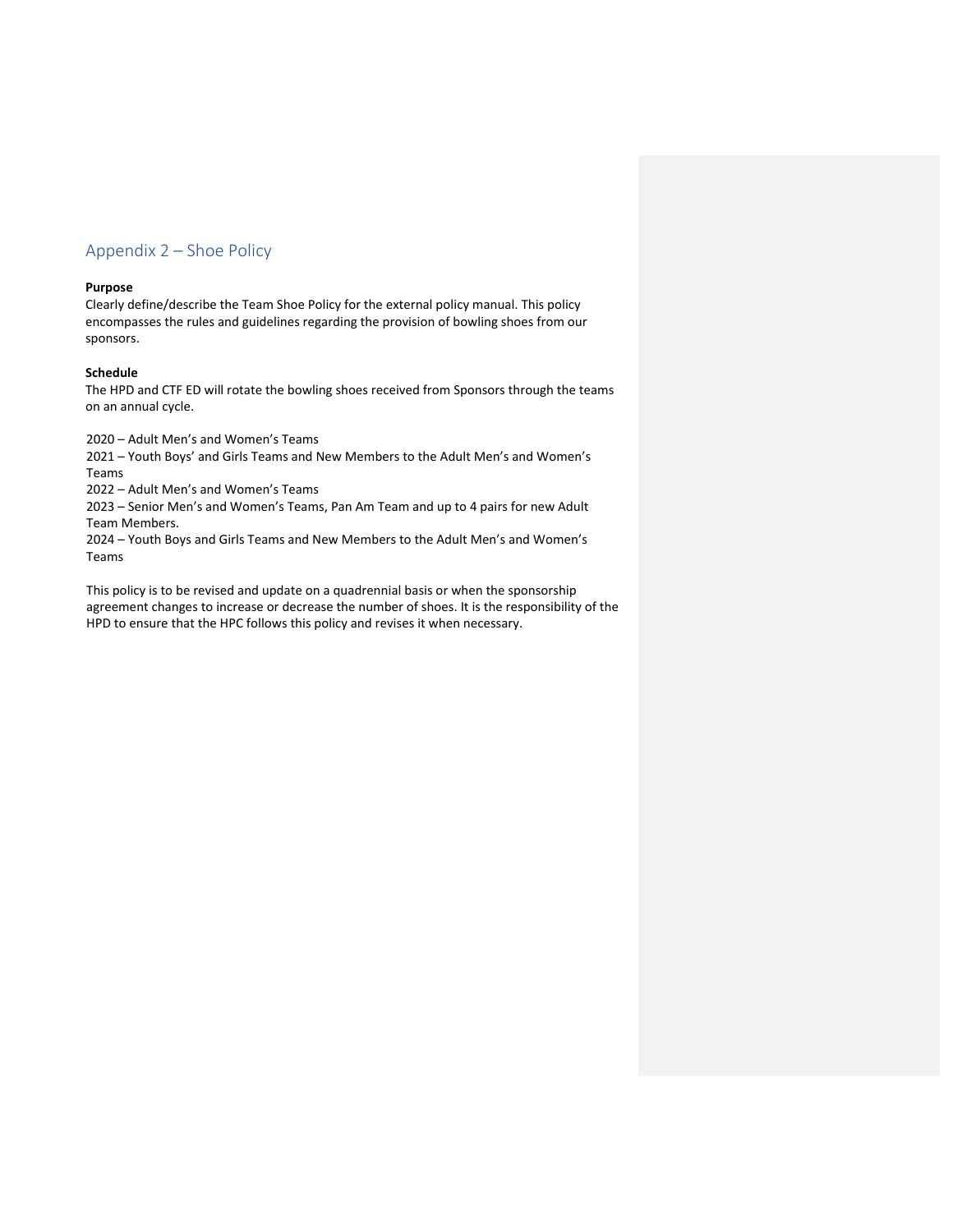## Appendix 2 – Shoe Policy

**Purpose**
Clearly define/describe the Team Shoe Policy for the external policy manual. This policy encompasses the rules and guidelines regarding the provision of bowling shoes from our sponsors.

**Schedule**
The HPD and CTF ED will rotate the bowling shoes received from Sponsors through the teams on an annual cycle.

2020 – Adult Men's and Women's Teams
2021 – Youth Boys' and Girls Teams and New Members to the Adult Men's and Women's Teams
2022 – Adult Men's and Women's Teams
2023 – Senior Men's and Women's Teams, Pan Am Team and up to 4 pairs for new Adult Team Members.
2024 – Youth Boys and Girls Teams and New Members to the Adult Men's and Women's Teams

This policy is to be revised and update on a quadrennial basis or when the sponsorship agreement changes to increase or decrease the number of shoes. It is the responsibility of the HPD to ensure that the HPC follows this policy and revises it when necessary.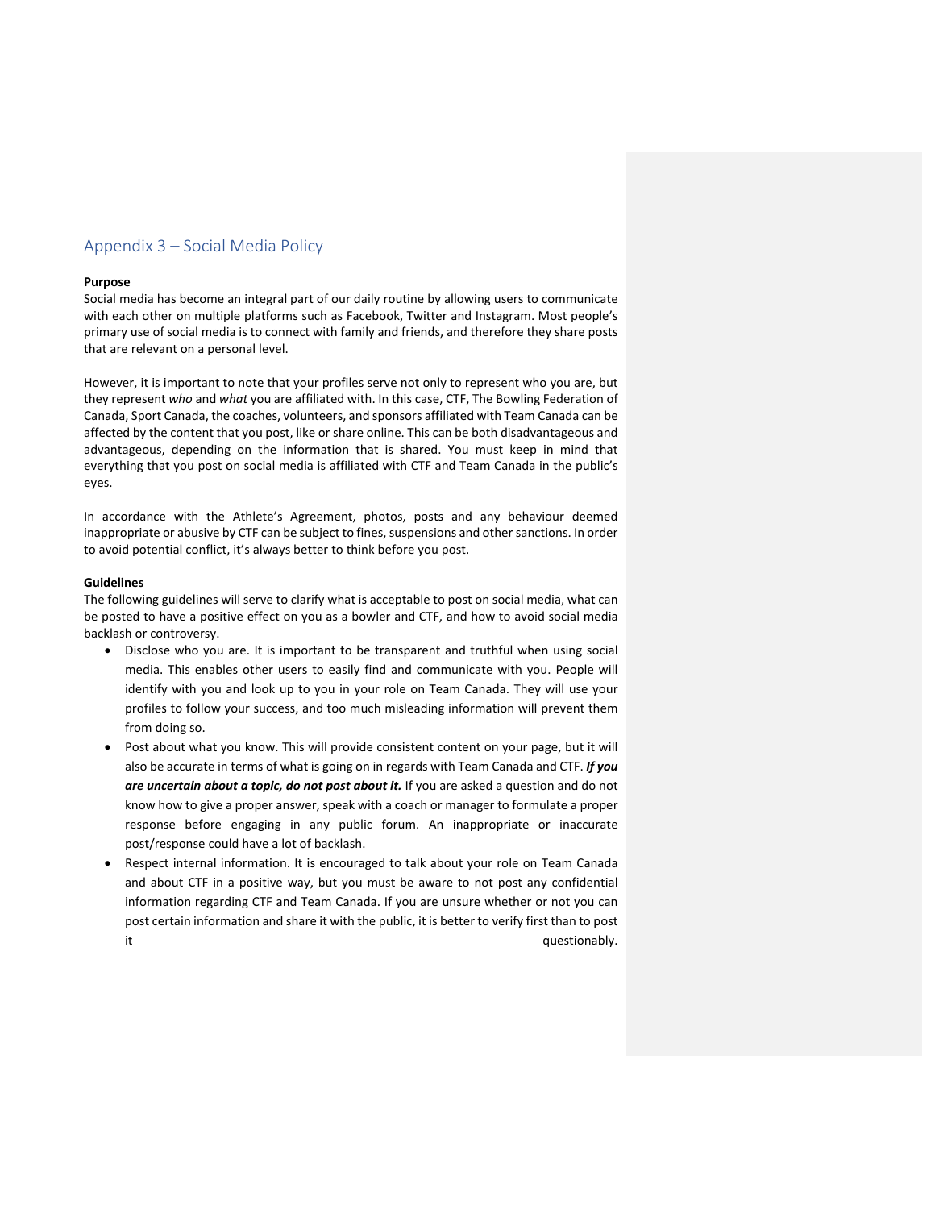## Appendix 3 – Social Media Policy

**Purpose**

Social media has become an integral part of our daily routine by allowing users to communicate with each other on multiple platforms such as Facebook, Twitter and Instagram. Most people's primary use of social media is to connect with family and friends, and therefore they share posts that are relevant on a personal level.

However, it is important to note that your profiles serve not only to represent who you are, but they represent *who* and *what* you are affiliated with. In this case, CTF, The Bowling Federation of Canada, Sport Canada, the coaches, volunteers, and sponsors affiliated with Team Canada can be affected by the content that you post, like or share online. This can be both disadvantageous and advantageous, depending on the information that is shared. You must keep in mind that everything that you post on social media is affiliated with CTF and Team Canada in the public's eyes.

In accordance with the Athlete's Agreement, photos, posts and any behaviour deemed inappropriate or abusive by CTF can be subject to fines, suspensions and other sanctions. In order to avoid potential conflict, it's always better to think before you post.

**Guidelines**

The following guidelines will serve to clarify what is acceptable to post on social media, what can be posted to have a positive effect on you as a bowler and CTF, and how to avoid social media backlash or controversy.

- Disclose who you are. It is important to be transparent and truthful when using social media. This enables other users to easily find and communicate with you. People will identify with you and look up to you in your role on Team Canada. They will use your profiles to follow your success, and too much misleading information will prevent them from doing so.
- Post about what you know. This will provide consistent content on your page, but it will also be accurate in terms of what is going on in regards with Team Canada and CTF. ***If you are uncertain about a topic, do not post about it.*** If you are asked a question and do not know how to give a proper answer, speak with a coach or manager to formulate a proper response before engaging in any public forum. An inappropriate or inaccurate post/response could have a lot of backlash.
- Respect internal information. It is encouraged to talk about your role on Team Canada and about CTF in a positive way, but you must be aware to not post any confidential information regarding CTF and Team Canada. If you are unsure whether or not you can post certain information and share it with the public, it is better to verify first than to post it questionably.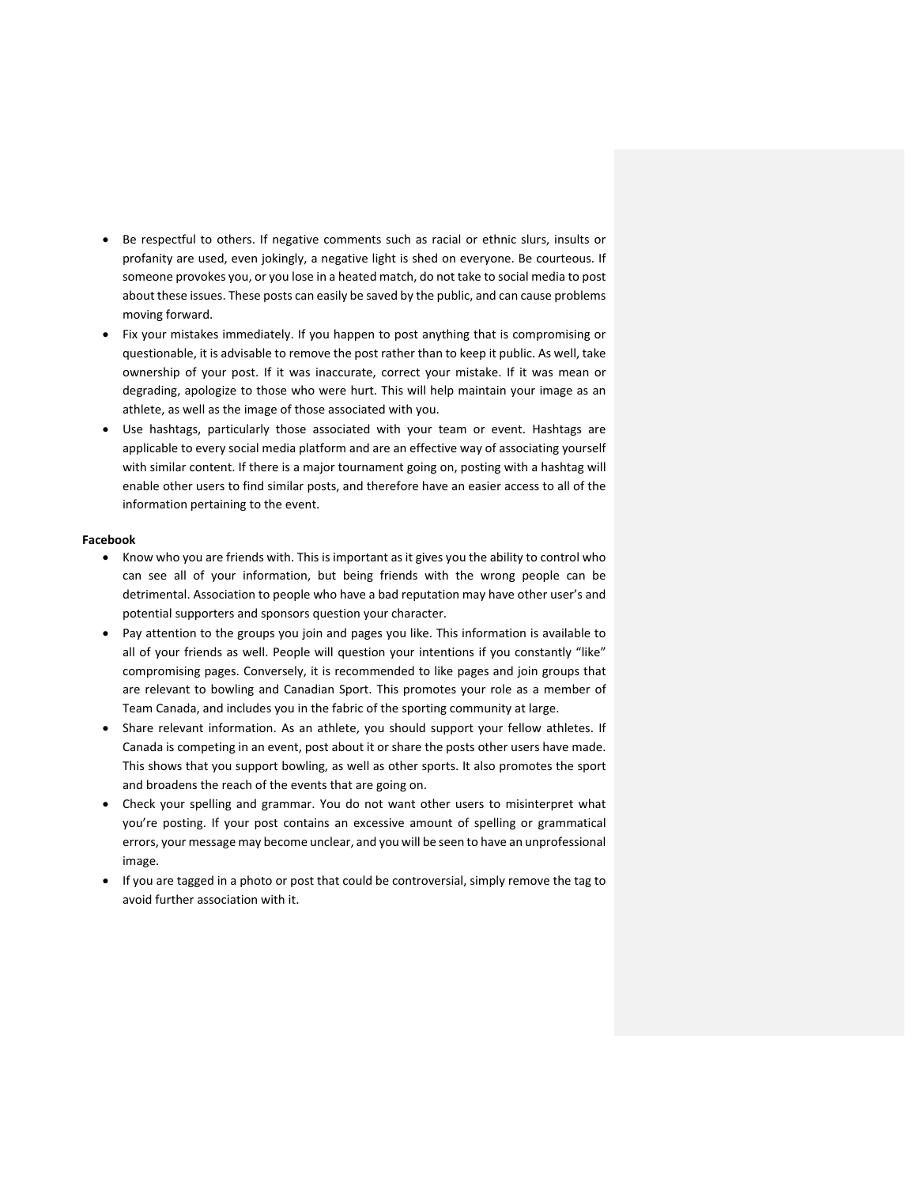- Be respectful to others. If negative comments such as racial or ethnic slurs, insults or profanity are used, even jokingly, a negative light is shed on everyone. Be courteous. If someone provokes you, or you lose in a heated match, do not take to social media to post about these issues. These posts can easily be saved by the public, and can cause problems moving forward.
- Fix your mistakes immediately. If you happen to post anything that is compromising or questionable, it is advisable to remove the post rather than to keep it public. As well, take ownership of your post. If it was inaccurate, correct your mistake. If it was mean or degrading, apologize to those who were hurt. This will help maintain your image as an athlete, as well as the image of those associated with you.
- Use hashtags, particularly those associated with your team or event. Hashtags are applicable to every social media platform and are an effective way of associating yourself with similar content. If there is a major tournament going on, posting with a hashtag will enable other users to find similar posts, and therefore have an easier access to all of the information pertaining to the event.

**Facebook**

- Know who you are friends with. This is important as it gives you the ability to control who can see all of your information, but being friends with the wrong people can be detrimental. Association to people who have a bad reputation may have other user's and potential supporters and sponsors question your character.
- Pay attention to the groups you join and pages you like. This information is available to all of your friends as well. People will question your intentions if you constantly "like" compromising pages. Conversely, it is recommended to like pages and join groups that are relevant to bowling and Canadian Sport. This promotes your role as a member of Team Canada, and includes you in the fabric of the sporting community at large.
- Share relevant information. As an athlete, you should support your fellow athletes. If Canada is competing in an event, post about it or share the posts other users have made. This shows that you support bowling, as well as other sports. It also promotes the sport and broadens the reach of the events that are going on.
- Check your spelling and grammar. You do not want other users to misinterpret what you're posting. If your post contains an excessive amount of spelling or grammatical errors, your message may become unclear, and you will be seen to have an unprofessional image.
- If you are tagged in a photo or post that could be controversial, simply remove the tag to avoid further association with it.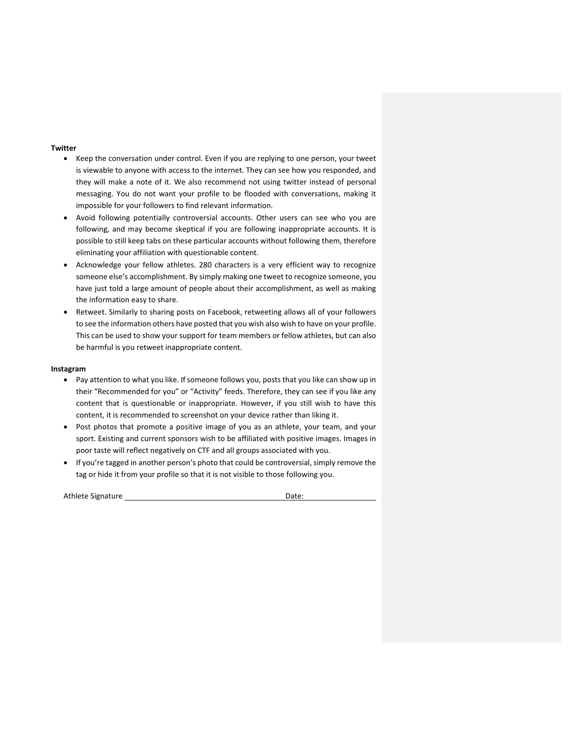**Twitter**

- Keep the conversation under control. Even if you are replying to one person, your tweet is viewable to anyone with access to the internet. They can see how you responded, and they will make a note of it. We also recommend not using twitter instead of personal messaging. You do not want your profile to be flooded with conversations, making it impossible for your followers to find relevant information.
- Avoid following potentially controversial accounts. Other users can see who you are following, and may become skeptical if you are following inappropriate accounts. It is possible to still keep tabs on these particular accounts without following them, therefore eliminating your affiliation with questionable content.
- Acknowledge your fellow athletes. 280 characters is a very efficient way to recognize someone else's accomplishment. By simply making one tweet to recognize someone, you have just told a large amount of people about their accomplishment, as well as making the information easy to share.
- Retweet. Similarly to sharing posts on Facebook, retweeting allows all of your followers to see the information others have posted that you wish also wish to have on your profile. This can be used to show your support for team members or fellow athletes, but can also be harmful is you retweet inappropriate content.

**Instagram**

- Pay attention to what you like. If someone follows you, posts that you like can show up in their "Recommended for you" or "Activity" feeds. Therefore, they can see if you like any content that is questionable or inappropriate. However, if you still wish to have this content, it is recommended to screenshot on your device rather than liking it.
- Post photos that promote a positive image of you as an athlete, your team, and your sport. Existing and current sponsors wish to be affiliated with positive images. Images in poor taste will reflect negatively on CTF and all groups associated with you.
- If you're tagged in another person's photo that could be controversial, simply remove the tag or hide it from your profile so that it is not visible to those following you.

Athlete Signature ______________________________ Date: ______________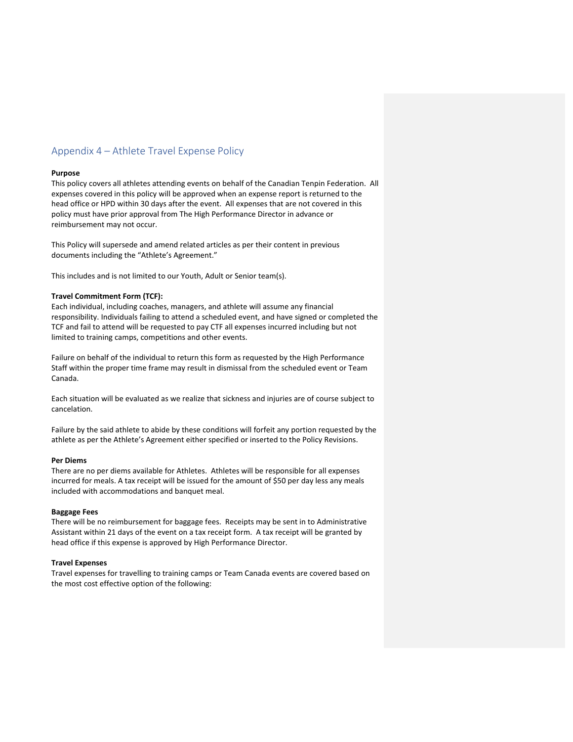## Appendix 4 – Athlete Travel Expense Policy

**Purpose**

This policy covers all athletes attending events on behalf of the Canadian Tenpin Federation. All expenses covered in this policy will be approved when an expense report is returned to the head office or HPD within 30 days after the event. All expenses that are not covered in this policy must have prior approval from The High Performance Director in advance or reimbursement may not occur.

This Policy will supersede and amend related articles as per their content in previous documents including the "Athlete's Agreement."

This includes and is not limited to our Youth, Adult or Senior team(s).

**Travel Commitment Form (TCF):**

Each individual, including coaches, managers, and athlete will assume any financial responsibility. Individuals failing to attend a scheduled event, and have signed or completed the TCF and fail to attend will be requested to pay CTF all expenses incurred including but not limited to training camps, competitions and other events.

Failure on behalf of the individual to return this form as requested by the High Performance Staff within the proper time frame may result in dismissal from the scheduled event or Team Canada.

Each situation will be evaluated as we realize that sickness and injuries are of course subject to cancelation.

Failure by the said athlete to abide by these conditions will forfeit any portion requested by the athlete as per the Athlete's Agreement either specified or inserted to the Policy Revisions.

**Per Diems**

There are no per diems available for Athletes. Athletes will be responsible for all expenses incurred for meals. A tax receipt will be issued for the amount of $50 per day less any meals included with accommodations and banquet meal.

**Baggage Fees**

There will be no reimbursement for baggage fees. Receipts may be sent in to Administrative Assistant within 21 days of the event on a tax receipt form. A tax receipt will be granted by head office if this expense is approved by High Performance Director.

**Travel Expenses**

Travel expenses for travelling to training camps or Team Canada events are covered based on the most cost effective option of the following: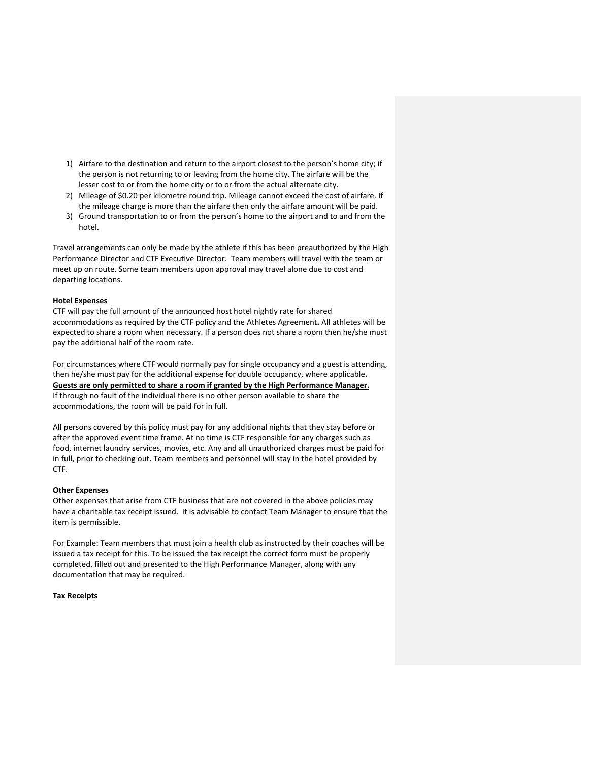1) Airfare to the destination and return to the airport closest to the person's home city; if the person is not returning to or leaving from the home city. The airfare will be the lesser cost to or from the home city or to or from the actual alternate city.
2) Mileage of $0.20 per kilometre round trip. Mileage cannot exceed the cost of airfare. If the mileage charge is more than the airfare then only the airfare amount will be paid.
3) Ground transportation to or from the person's home to the airport and to and from the hotel.

Travel arrangements can only be made by the athlete if this has been preauthorized by the High Performance Director and CTF Executive Director. Team members will travel with the team or meet up on route. Some team members upon approval may travel alone due to cost and departing locations.

**Hotel Expenses**

CTF will pay the full amount of the announced host hotel nightly rate for shared accommodations as required by the CTF policy and the Athletes Agreement**.** All athletes will be expected to share a room when necessary. If a person does not share a room then he/she must pay the additional half of the room rate.

For circumstances where CTF would normally pay for single occupancy and a guest is attending, then he/she must pay for the additional expense for double occupancy, where applicable**.** **<u>Guests are only permitted to share a room if granted by the High Performance Manager.</u>** If through no fault of the individual there is no other person available to share the accommodations, the room will be paid for in full.

All persons covered by this policy must pay for any additional nights that they stay before or after the approved event time frame. At no time is CTF responsible for any charges such as food, internet laundry services, movies, etc. Any and all unauthorized charges must be paid for in full, prior to checking out. Team members and personnel will stay in the hotel provided by CTF.

**Other Expenses**

Other expenses that arise from CTF business that are not covered in the above policies may have a charitable tax receipt issued. It is advisable to contact Team Manager to ensure that the item is permissible.

For Example: Team members that must join a health club as instructed by their coaches will be issued a tax receipt for this. To be issued the tax receipt the correct form must be properly completed, filled out and presented to the High Performance Manager, along with any documentation that may be required.

**Tax Receipts**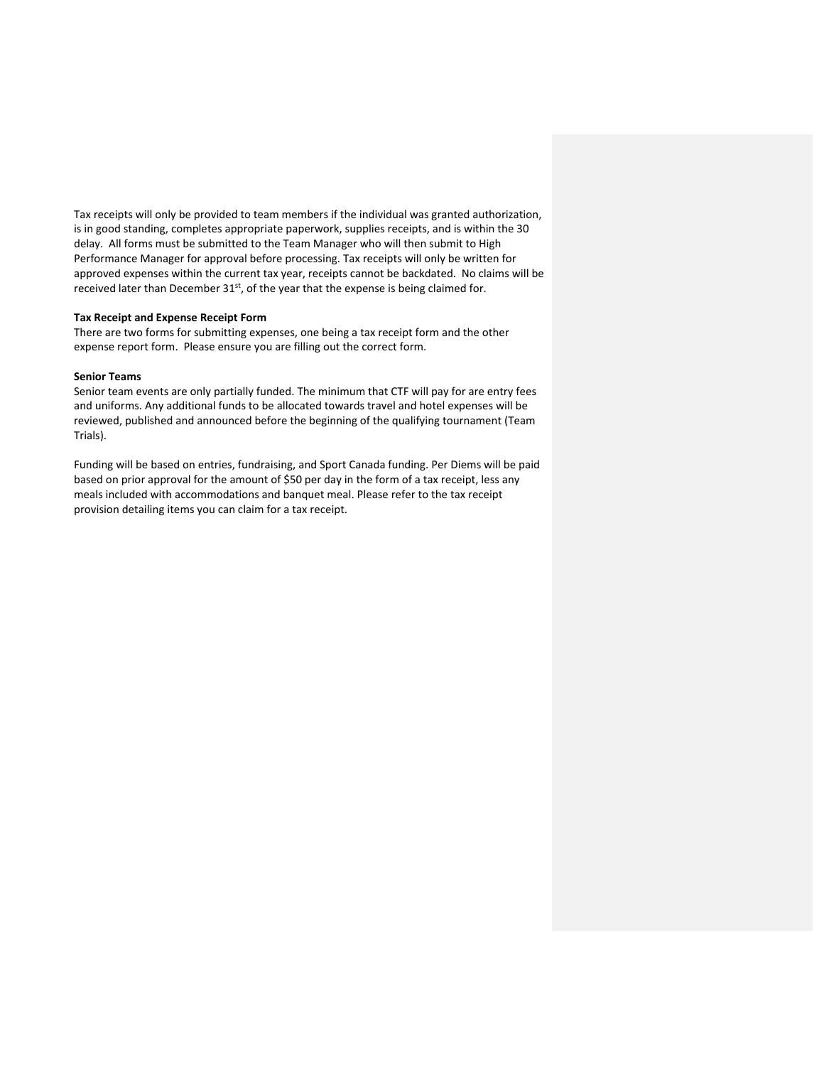Tax receipts will only be provided to team members if the individual was granted authorization, is in good standing, completes appropriate paperwork, supplies receipts, and is within the 30 delay. All forms must be submitted to the Team Manager who will then submit to High Performance Manager for approval before processing. Tax receipts will only be written for approved expenses within the current tax year, receipts cannot be backdated. No claims will be received later than December 31st, of the year that the expense is being claimed for.

**Tax Receipt and Expense Receipt Form**

There are two forms for submitting expenses, one being a tax receipt form and the other expense report form. Please ensure you are filling out the correct form.

**Senior Teams**

Senior team events are only partially funded. The minimum that CTF will pay for are entry fees and uniforms. Any additional funds to be allocated towards travel and hotel expenses will be reviewed, published and announced before the beginning of the qualifying tournament (Team Trials).

Funding will be based on entries, fundraising, and Sport Canada funding. Per Diems will be paid based on prior approval for the amount of $50 per day in the form of a tax receipt, less any meals included with accommodations and banquet meal. Please refer to the tax receipt provision detailing items you can claim for a tax receipt.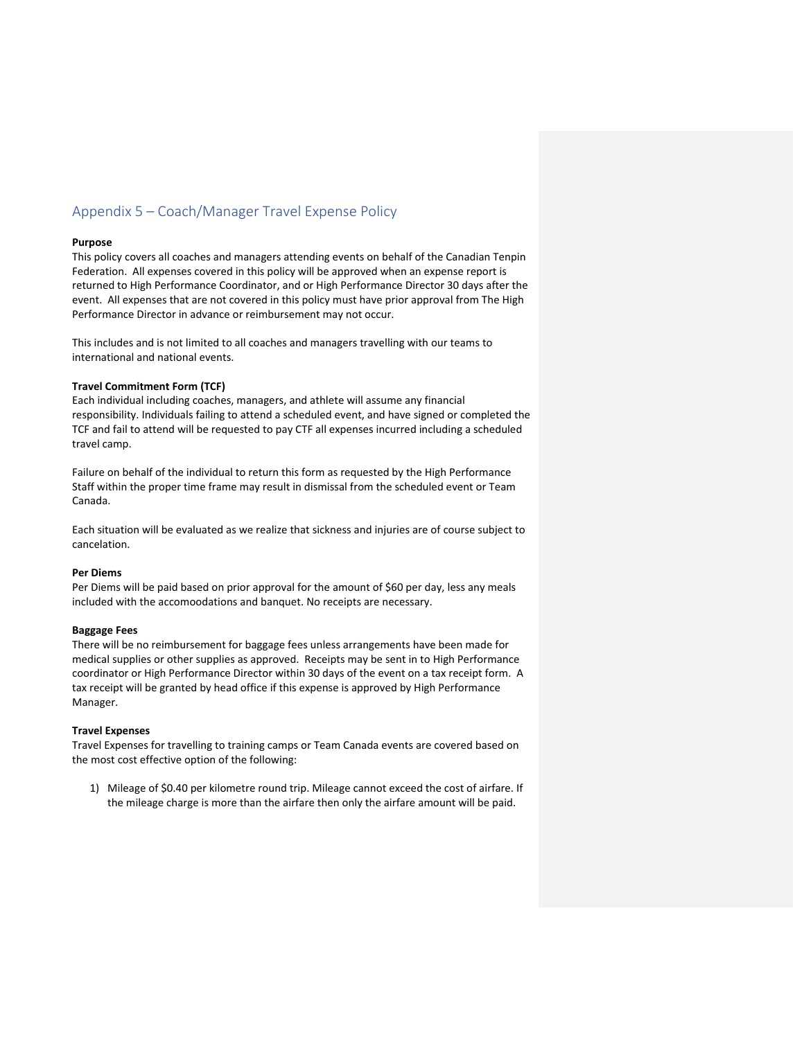## Appendix 5 – Coach/Manager Travel Expense Policy

**Purpose**

This policy covers all coaches and managers attending events on behalf of the Canadian Tenpin Federation. All expenses covered in this policy will be approved when an expense report is returned to High Performance Coordinator, and or High Performance Director 30 days after the event. All expenses that are not covered in this policy must have prior approval from The High Performance Director in advance or reimbursement may not occur.

This includes and is not limited to all coaches and managers travelling with our teams to international and national events.

**Travel Commitment Form (TCF)**

Each individual including coaches, managers, and athlete will assume any financial responsibility. Individuals failing to attend a scheduled event, and have signed or completed the TCF and fail to attend will be requested to pay CTF all expenses incurred including a scheduled travel camp.

Failure on behalf of the individual to return this form as requested by the High Performance Staff within the proper time frame may result in dismissal from the scheduled event or Team Canada.

Each situation will be evaluated as we realize that sickness and injuries are of course subject to cancelation.

**Per Diems**

Per Diems will be paid based on prior approval for the amount of $60 per day, less any meals included with the accomoodations and banquet. No receipts are necessary.

**Baggage Fees**

There will be no reimbursement for baggage fees unless arrangements have been made for medical supplies or other supplies as approved. Receipts may be sent in to High Performance coordinator or High Performance Director within 30 days of the event on a tax receipt form. A tax receipt will be granted by head office if this expense is approved by High Performance Manager.

**Travel Expenses**

Travel Expenses for travelling to training camps or Team Canada events are covered based on the most cost effective option of the following:

1) Mileage of $0.40 per kilometre round trip. Mileage cannot exceed the cost of airfare. If the mileage charge is more than the airfare then only the airfare amount will be paid.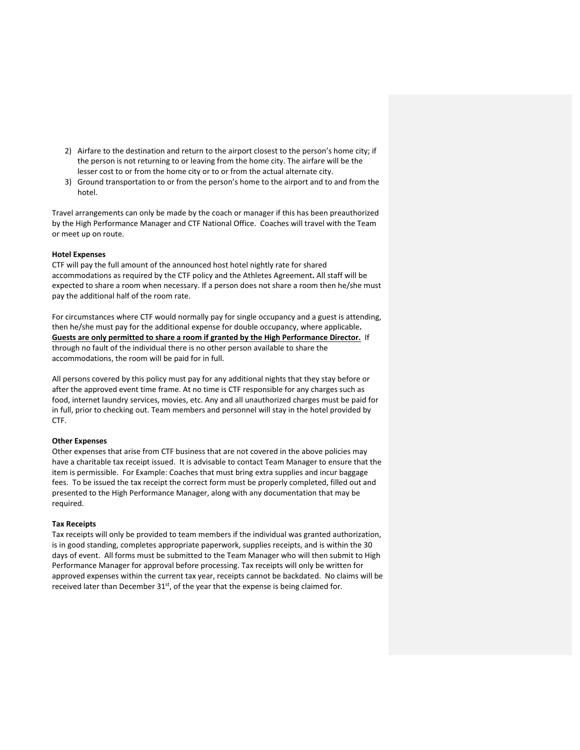2) Airfare to the destination and return to the airport closest to the person's home city; if the person is not returning to or leaving from the home city. The airfare will be the lesser cost to or from the home city or to or from the actual alternate city.
3) Ground transportation to or from the person's home to the airport and to and from the hotel.

Travel arrangements can only be made by the coach or manager if this has been preauthorized by the High Performance Manager and CTF National Office. Coaches will travel with the Team or meet up on route.

**Hotel Expenses**

CTF will pay the full amount of the announced host hotel nightly rate for shared accommodations as required by the CTF policy and the Athletes Agreement**.** All staff will be expected to share a room when necessary. If a person does not share a room then he/she must pay the additional half of the room rate.

For circumstances where CTF would normally pay for single occupancy and a guest is attending, then he/she must pay for the additional expense for double occupancy, where applicable**. <u>Guests are only permitted to share a room if granted by the High Performance Director.</u>** If through no fault of the individual there is no other person available to share the accommodations, the room will be paid for in full.

All persons covered by this policy must pay for any additional nights that they stay before or after the approved event time frame. At no time is CTF responsible for any charges such as food, internet laundry services, movies, etc. Any and all unauthorized charges must be paid for in full, prior to checking out. Team members and personnel will stay in the hotel provided by CTF.

**Other Expenses**

Other expenses that arise from CTF business that are not covered in the above policies may have a charitable tax receipt issued. It is advisable to contact Team Manager to ensure that the item is permissible. For Example: Coaches that must bring extra supplies and incur baggage fees. To be issued the tax receipt the correct form must be properly completed, filled out and presented to the High Performance Manager, along with any documentation that may be required.

**Tax Receipts**

Tax receipts will only be provided to team members if the individual was granted authorization, is in good standing, completes appropriate paperwork, supplies receipts, and is within the 30 days of event. All forms must be submitted to the Team Manager who will then submit to High Performance Manager for approval before processing. Tax receipts will only be written for approved expenses within the current tax year, receipts cannot be backdated. No claims will be received later than December 31st, of the year that the expense is being claimed for.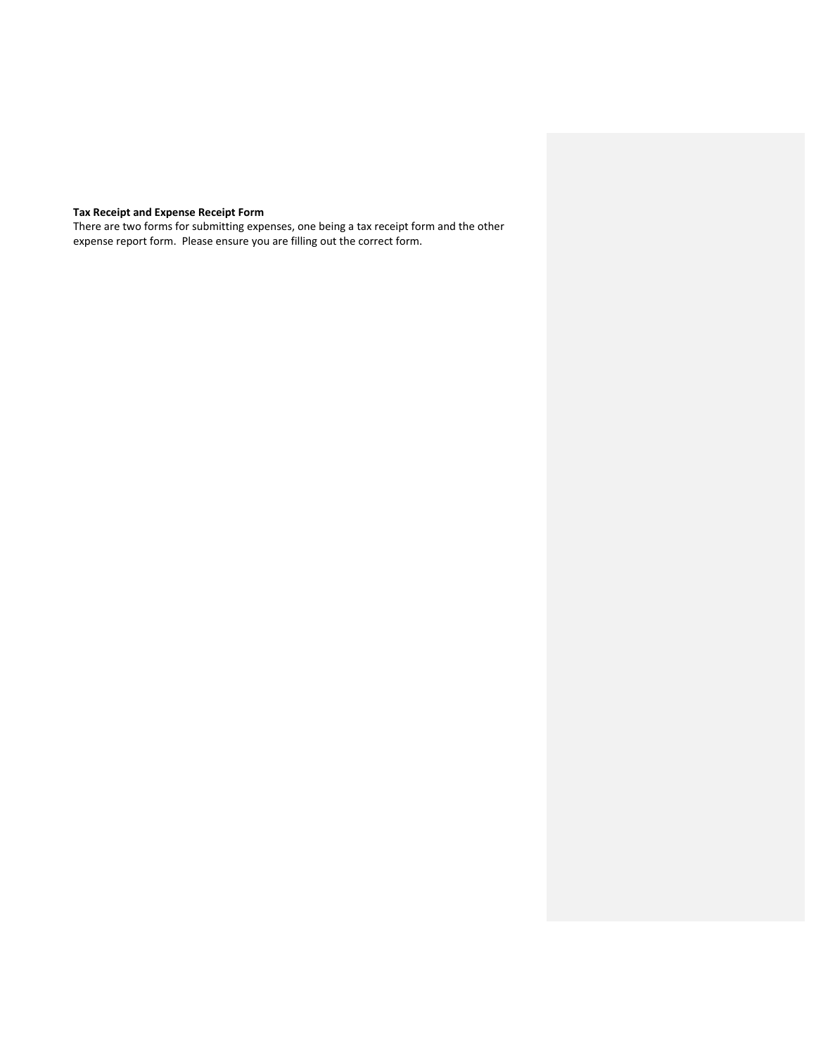**Tax Receipt and Expense Receipt Form**

There are two forms for submitting expenses, one being a tax receipt form and the other expense report form. Please ensure you are filling out the correct form.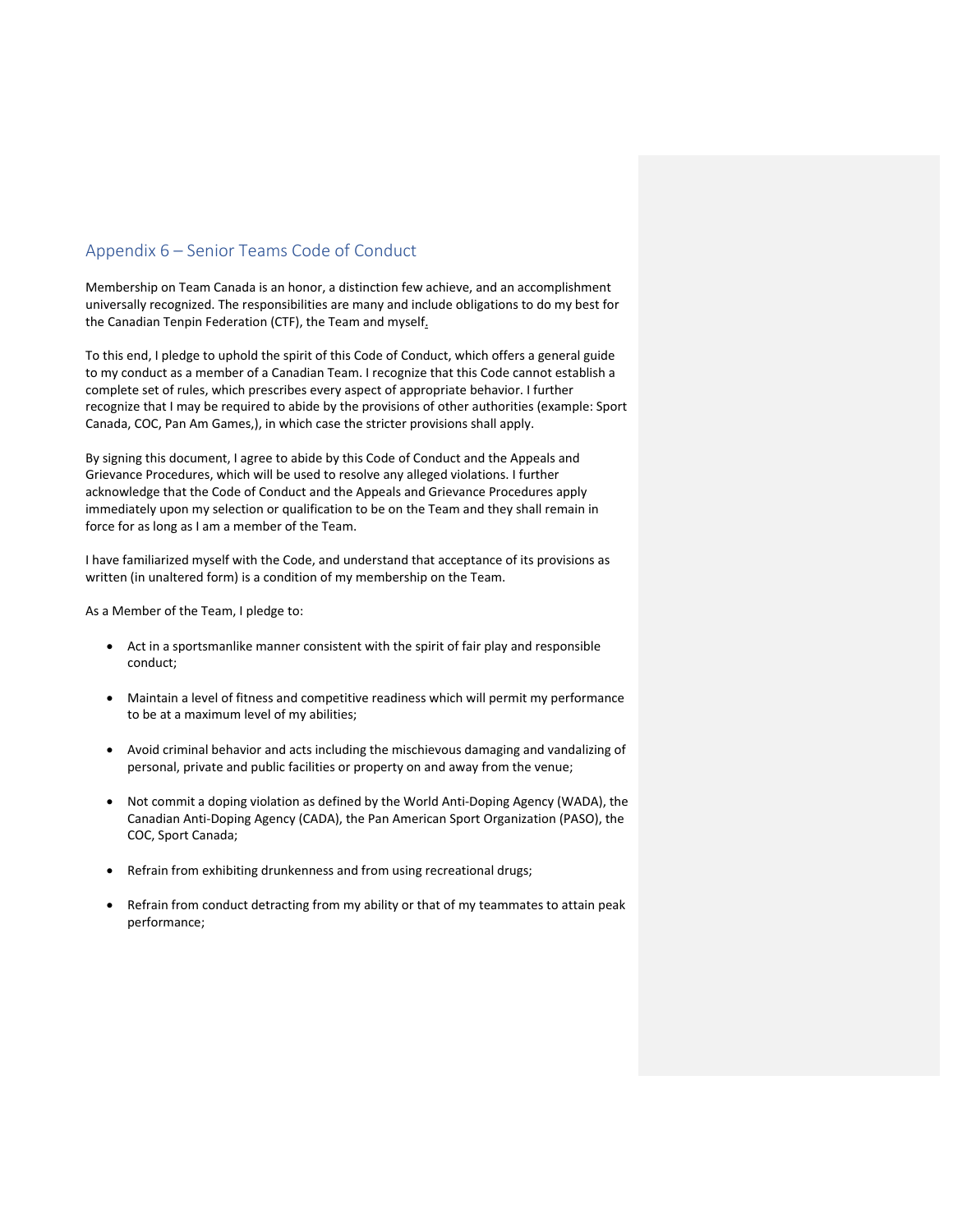## Appendix 6 – Senior Teams Code of Conduct

Membership on Team Canada is an honor, a distinction few achieve, and an accomplishment universally recognized. The responsibilities are many and include obligations to do my best for the Canadian Tenpin Federation (CTF), the Team and myself.

To this end, I pledge to uphold the spirit of this Code of Conduct, which offers a general guide to my conduct as a member of a Canadian Team. I recognize that this Code cannot establish a complete set of rules, which prescribes every aspect of appropriate behavior. I further recognize that I may be required to abide by the provisions of other authorities (example: Sport Canada, COC, Pan Am Games,), in which case the stricter provisions shall apply.

By signing this document, I agree to abide by this Code of Conduct and the Appeals and Grievance Procedures, which will be used to resolve any alleged violations. I further acknowledge that the Code of Conduct and the Appeals and Grievance Procedures apply immediately upon my selection or qualification to be on the Team and they shall remain in force for as long as I am a member of the Team.

I have familiarized myself with the Code, and understand that acceptance of its provisions as written (in unaltered form) is a condition of my membership on the Team.

As a Member of the Team, I pledge to:

- Act in a sportsmanlike manner consistent with the spirit of fair play and responsible conduct;
- Maintain a level of fitness and competitive readiness which will permit my performance to be at a maximum level of my abilities;
- Avoid criminal behavior and acts including the mischievous damaging and vandalizing of personal, private and public facilities or property on and away from the venue;
- Not commit a doping violation as defined by the World Anti-Doping Agency (WADA), the Canadian Anti-Doping Agency (CADA), the Pan American Sport Organization (PASO), the COC, Sport Canada;
- Refrain from exhibiting drunkenness and from using recreational drugs;
- Refrain from conduct detracting from my ability or that of my teammates to attain peak performance;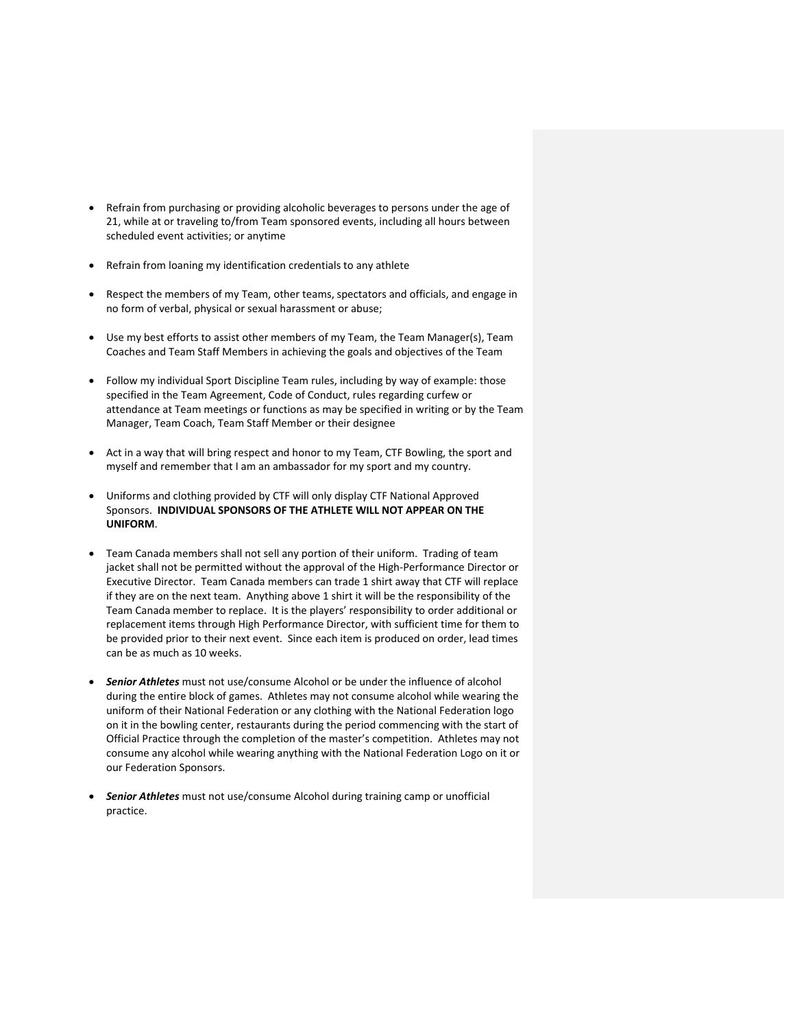- Refrain from purchasing or providing alcoholic beverages to persons under the age of 21, while at or traveling to/from Team sponsored events, including all hours between scheduled event activities; or anytime

- Refrain from loaning my identification credentials to any athlete

- Respect the members of my Team, other teams, spectators and officials, and engage in no form of verbal, physical or sexual harassment or abuse;

- Use my best efforts to assist other members of my Team, the Team Manager(s), Team Coaches and Team Staff Members in achieving the goals and objectives of the Team

- Follow my individual Sport Discipline Team rules, including by way of example: those specified in the Team Agreement, Code of Conduct, rules regarding curfew or attendance at Team meetings or functions as may be specified in writing or by the Team Manager, Team Coach, Team Staff Member or their designee

- Act in a way that will bring respect and honor to my Team, CTF Bowling, the sport and myself and remember that I am an ambassador for my sport and my country.

- Uniforms and clothing provided by CTF will only display CTF National Approved Sponsors. **INDIVIDUAL SPONSORS OF THE ATHLETE WILL NOT APPEAR ON THE UNIFORM**.

- Team Canada members shall not sell any portion of their uniform. Trading of team jacket shall not be permitted without the approval of the High-Performance Director or Executive Director. Team Canada members can trade 1 shirt away that CTF will replace if they are on the next team. Anything above 1 shirt it will be the responsibility of the Team Canada member to replace. It is the players' responsibility to order additional or replacement items through High Performance Director, with sufficient time for them to be provided prior to their next event. Since each item is produced on order, lead times can be as much as 10 weeks.

- ***Senior Athletes*** must not use/consume Alcohol or be under the influence of alcohol during the entire block of games. Athletes may not consume alcohol while wearing the uniform of their National Federation or any clothing with the National Federation logo on it in the bowling center, restaurants during the period commencing with the start of Official Practice through the completion of the master's competition. Athletes may not consume any alcohol while wearing anything with the National Federation Logo on it or our Federation Sponsors.

- ***Senior Athletes*** must not use/consume Alcohol during training camp or unofficial practice.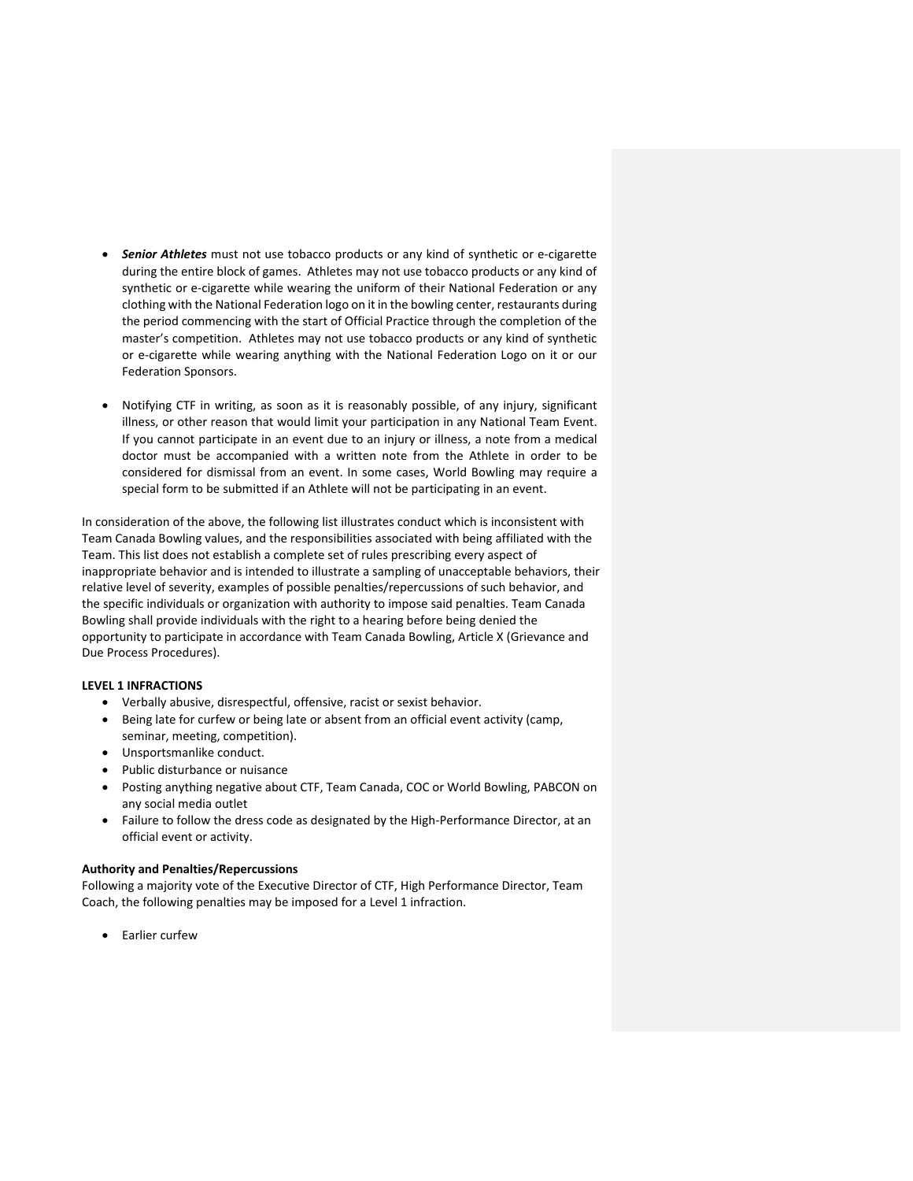- ***Senior Athletes*** must not use tobacco products or any kind of synthetic or e-cigarette during the entire block of games. Athletes may not use tobacco products or any kind of synthetic or e-cigarette while wearing the uniform of their National Federation or any clothing with the National Federation logo on it in the bowling center, restaurants during the period commencing with the start of Official Practice through the completion of the master's competition. Athletes may not use tobacco products or any kind of synthetic or e-cigarette while wearing anything with the National Federation Logo on it or our Federation Sponsors.

- Notifying CTF in writing, as soon as it is reasonably possible, of any injury, significant illness, or other reason that would limit your participation in any National Team Event. If you cannot participate in an event due to an injury or illness, a note from a medical doctor must be accompanied with a written note from the Athlete in order to be considered for dismissal from an event. In some cases, World Bowling may require a special form to be submitted if an Athlete will not be participating in an event.

In consideration of the above, the following list illustrates conduct which is inconsistent with Team Canada Bowling values, and the responsibilities associated with being affiliated with the Team. This list does not establish a complete set of rules prescribing every aspect of inappropriate behavior and is intended to illustrate a sampling of unacceptable behaviors, their relative level of severity, examples of possible penalties/repercussions of such behavior, and the specific individuals or organization with authority to impose said penalties. Team Canada Bowling shall provide individuals with the right to a hearing before being denied the opportunity to participate in accordance with Team Canada Bowling, Article X (Grievance and Due Process Procedures).

**LEVEL 1 INFRACTIONS**

- Verbally abusive, disrespectful, offensive, racist or sexist behavior.
- Being late for curfew or being late or absent from an official event activity (camp, seminar, meeting, competition).
- Unsportsmanlike conduct.
- Public disturbance or nuisance
- Posting anything negative about CTF, Team Canada, COC or World Bowling, PABCON on any social media outlet
- Failure to follow the dress code as designated by the High-Performance Director, at an official event or activity.

**Authority and Penalties/Repercussions**

Following a majority vote of the Executive Director of CTF, High Performance Director, Team Coach, the following penalties may be imposed for a Level 1 infraction.

- Earlier curfew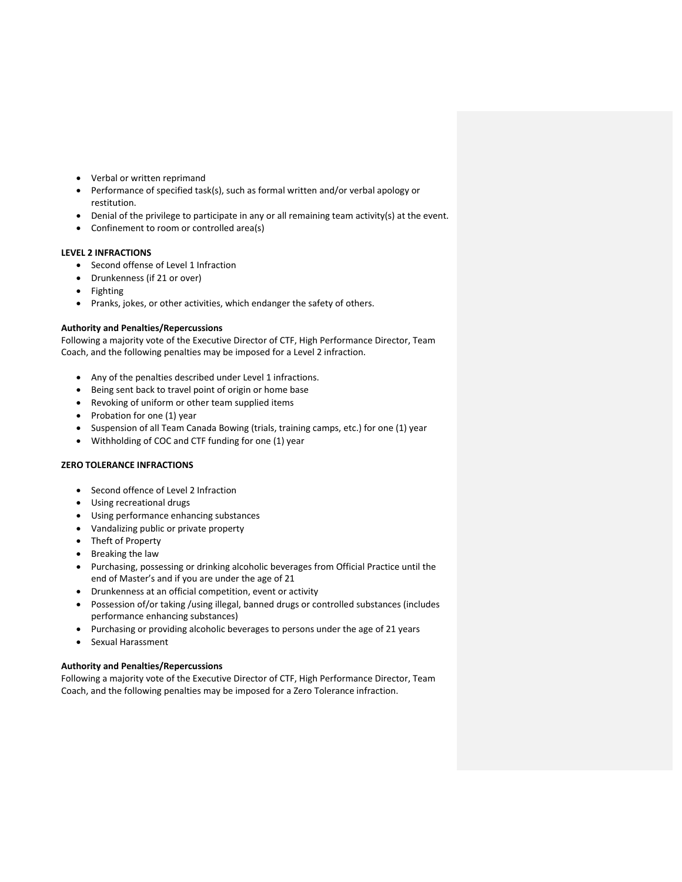- Verbal or written reprimand
- Performance of specified task(s), such as formal written and/or verbal apology or restitution.
- Denial of the privilege to participate in any or all remaining team activity(s) at the event.
- Confinement to room or controlled area(s)

**LEVEL 2 INFRACTIONS**

- Second offense of Level 1 Infraction
- Drunkenness (if 21 or over)
- Fighting
- Pranks, jokes, or other activities, which endanger the safety of others.

**Authority and Penalties/Repercussions**

Following a majority vote of the Executive Director of CTF, High Performance Director, Team Coach, and the following penalties may be imposed for a Level 2 infraction.

- Any of the penalties described under Level 1 infractions.
- Being sent back to travel point of origin or home base
- Revoking of uniform or other team supplied items
- Probation for one (1) year
- Suspension of all Team Canada Bowing (trials, training camps, etc.) for one (1) year
- Withholding of COC and CTF funding for one (1) year

**ZERO TOLERANCE INFRACTIONS**

- Second offence of Level 2 Infraction
- Using recreational drugs
- Using performance enhancing substances
- Vandalizing public or private property
- Theft of Property
- Breaking the law
- Purchasing, possessing or drinking alcoholic beverages from Official Practice until the end of Master's and if you are under the age of 21
- Drunkenness at an official competition, event or activity
- Possession of/or taking /using illegal, banned drugs or controlled substances (includes performance enhancing substances)
- Purchasing or providing alcoholic beverages to persons under the age of 21 years
- Sexual Harassment

**Authority and Penalties/Repercussions**

Following a majority vote of the Executive Director of CTF, High Performance Director, Team Coach, and the following penalties may be imposed for a Zero Tolerance infraction.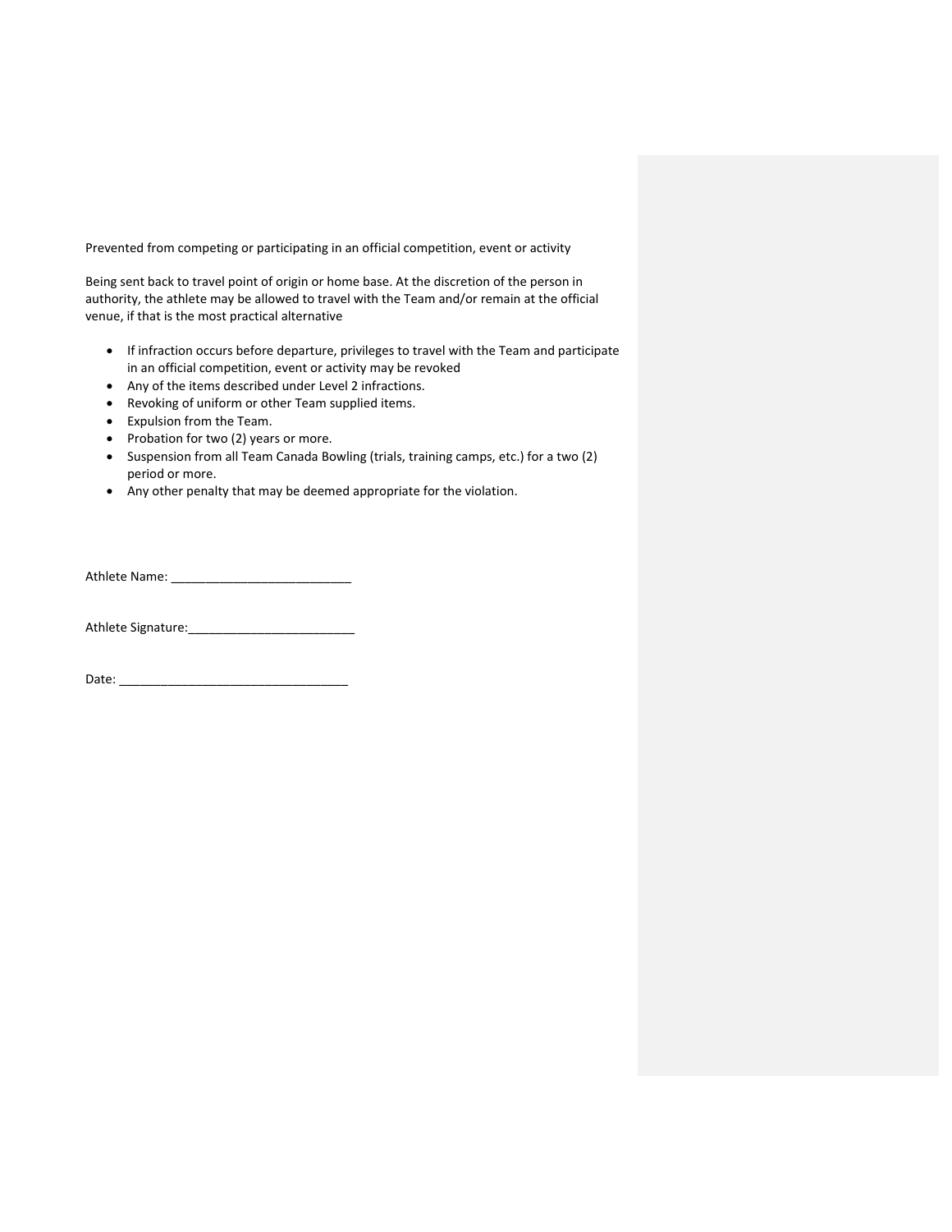Prevented from competing or participating in an official competition, event or activity

Being sent back to travel point of origin or home base. At the discretion of the person in authority, the athlete may be allowed to travel with the Team and/or remain at the official venue, if that is the most practical alternative

- If infraction occurs before departure, privileges to travel with the Team and participate in an official competition, event or activity may be revoked
- Any of the items described under Level 2 infractions.
- Revoking of uniform or other Team supplied items.
- Expulsion from the Team.
- Probation for two (2) years or more.
- Suspension from all Team Canada Bowling (trials, training camps, etc.) for a two (2) period or more.
- Any other penalty that may be deemed appropriate for the violation.

Athlete Name: __________________________

Athlete Signature:________________________

Date: _________________________________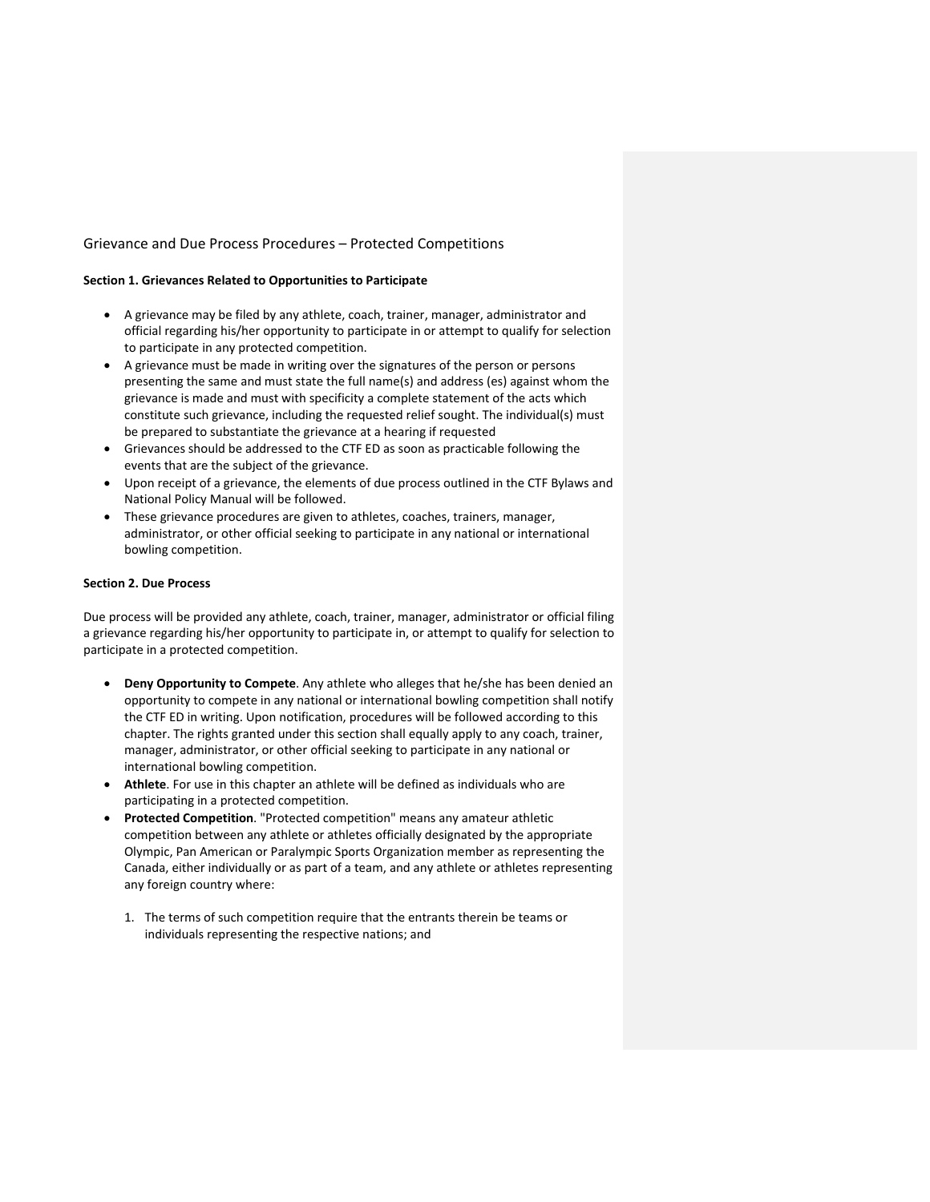## Grievance and Due Process Procedures – Protected Competitions

### Section 1. Grievances Related to Opportunities to Participate

- A grievance may be filed by any athlete, coach, trainer, manager, administrator and official regarding his/her opportunity to participate in or attempt to qualify for selection to participate in any protected competition.
- A grievance must be made in writing over the signatures of the person or persons presenting the same and must state the full name(s) and address (es) against whom the grievance is made and must with specificity a complete statement of the acts which constitute such grievance, including the requested relief sought. The individual(s) must be prepared to substantiate the grievance at a hearing if requested
- Grievances should be addressed to the CTF ED as soon as practicable following the events that are the subject of the grievance.
- Upon receipt of a grievance, the elements of due process outlined in the CTF Bylaws and National Policy Manual will be followed.
- These grievance procedures are given to athletes, coaches, trainers, manager, administrator, or other official seeking to participate in any national or international bowling competition.

### Section 2. Due Process

Due process will be provided any athlete, coach, trainer, manager, administrator or official filing a grievance regarding his/her opportunity to participate in, or attempt to qualify for selection to participate in a protected competition.

- **Deny Opportunity to Compete**. Any athlete who alleges that he/she has been denied an opportunity to compete in any national or international bowling competition shall notify the CTF ED in writing. Upon notification, procedures will be followed according to this chapter. The rights granted under this section shall equally apply to any coach, trainer, manager, administrator, or other official seeking to participate in any national or international bowling competition.
- **Athlete**. For use in this chapter an athlete will be defined as individuals who are participating in a protected competition.
- **Protected Competition**. "Protected competition" means any amateur athletic competition between any athlete or athletes officially designated by the appropriate Olympic, Pan American or Paralympic Sports Organization member as representing the Canada, either individually or as part of a team, and any athlete or athletes representing any foreign country where:

    1. The terms of such competition require that the entrants therein be teams or individuals representing the respective nations; and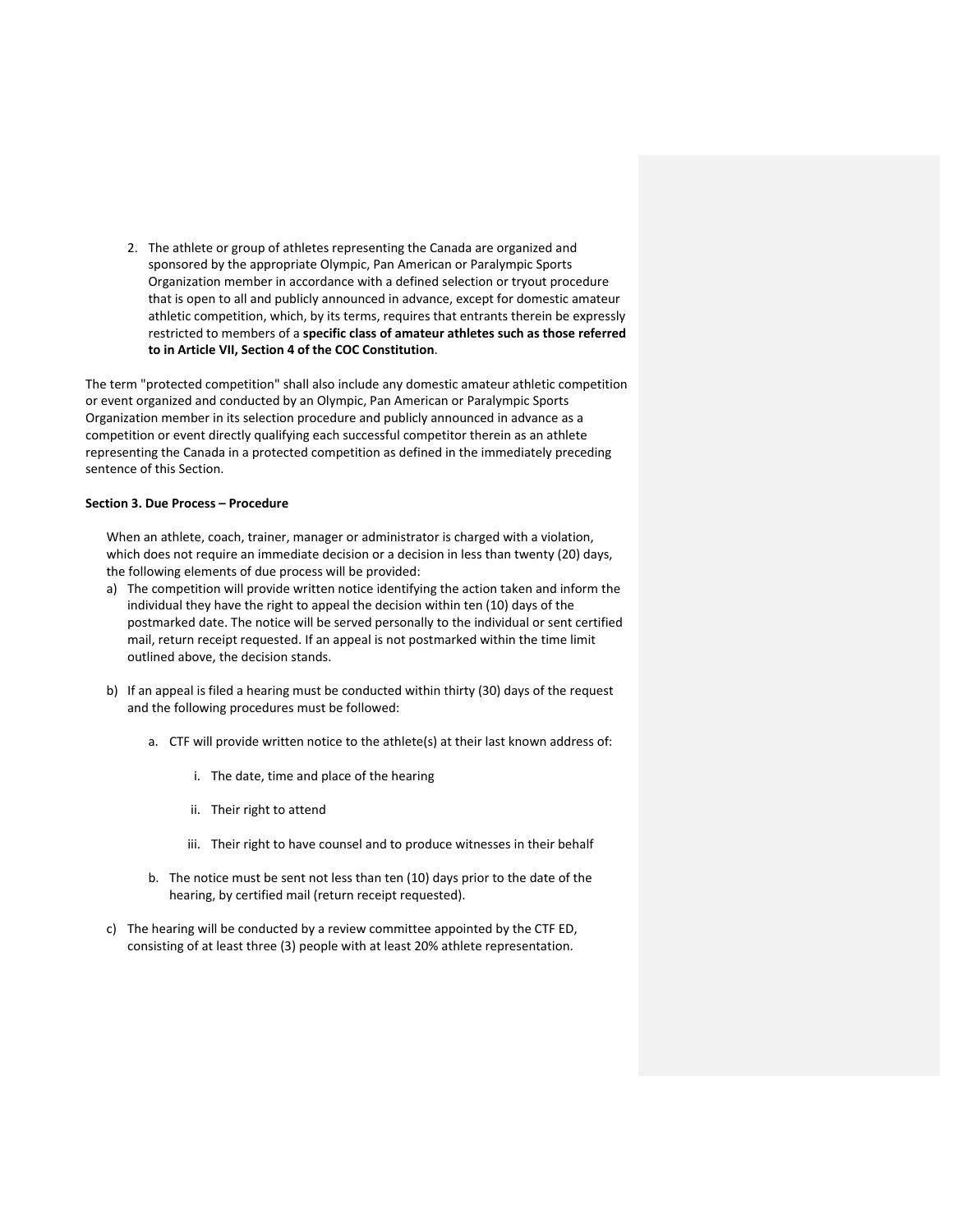2. The athlete or group of athletes representing the Canada are organized and sponsored by the appropriate Olympic, Pan American or Paralympic Sports Organization member in accordance with a defined selection or tryout procedure that is open to all and publicly announced in advance, except for domestic amateur athletic competition, which, by its terms, requires that entrants therein be expressly restricted to members of a **specific class of amateur athletes such as those referred to in Article VII, Section 4 of the COC Constitution**.

The term "protected competition" shall also include any domestic amateur athletic competition or event organized and conducted by an Olympic, Pan American or Paralympic Sports Organization member in its selection procedure and publicly announced in advance as a competition or event directly qualifying each successful competitor therein as an athlete representing the Canada in a protected competition as defined in the immediately preceding sentence of this Section.

**Section 3. Due Process – Procedure**

When an athlete, coach, trainer, manager or administrator is charged with a violation, which does not require an immediate decision or a decision in less than twenty (20) days, the following elements of due process will be provided:

a) The competition will provide written notice identifying the action taken and inform the individual they have the right to appeal the decision within ten (10) days of the postmarked date. The notice will be served personally to the individual or sent certified mail, return receipt requested. If an appeal is not postmarked within the time limit outlined above, the decision stands.

b) If an appeal is filed a hearing must be conducted within thirty (30) days of the request and the following procedures must be followed:

   a. CTF will provide written notice to the athlete(s) at their last known address of:

      i. The date, time and place of the hearing

      ii. Their right to attend

      iii. Their right to have counsel and to produce witnesses in their behalf

   b. The notice must be sent not less than ten (10) days prior to the date of the hearing, by certified mail (return receipt requested).

c) The hearing will be conducted by a review committee appointed by the CTF ED, consisting of at least three (3) people with at least 20% athlete representation.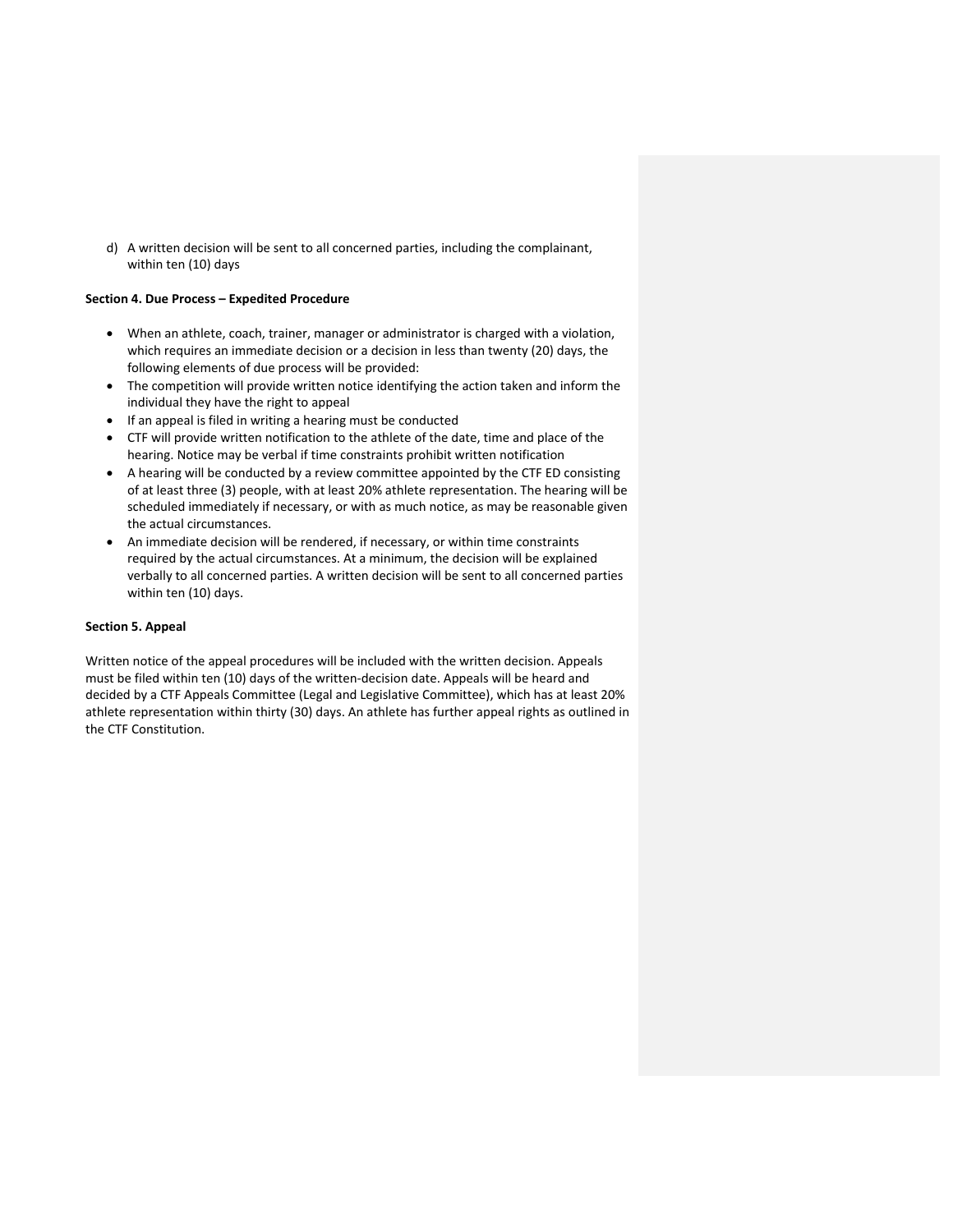d) A written decision will be sent to all concerned parties, including the complainant, within ten (10) days

**Section 4. Due Process – Expedited Procedure**

- When an athlete, coach, trainer, manager or administrator is charged with a violation, which requires an immediate decision or a decision in less than twenty (20) days, the following elements of due process will be provided:
- The competition will provide written notice identifying the action taken and inform the individual they have the right to appeal
- If an appeal is filed in writing a hearing must be conducted
- CTF will provide written notification to the athlete of the date, time and place of the hearing. Notice may be verbal if time constraints prohibit written notification
- A hearing will be conducted by a review committee appointed by the CTF ED consisting of at least three (3) people, with at least 20% athlete representation. The hearing will be scheduled immediately if necessary, or with as much notice, as may be reasonable given the actual circumstances.
- An immediate decision will be rendered, if necessary, or within time constraints required by the actual circumstances. At a minimum, the decision will be explained verbally to all concerned parties. A written decision will be sent to all concerned parties within ten (10) days.

**Section 5. Appeal**

Written notice of the appeal procedures will be included with the written decision. Appeals must be filed within ten (10) days of the written-decision date. Appeals will be heard and decided by a CTF Appeals Committee (Legal and Legislative Committee), which has at least 20% athlete representation within thirty (30) days. An athlete has further appeal rights as outlined in the CTF Constitution.